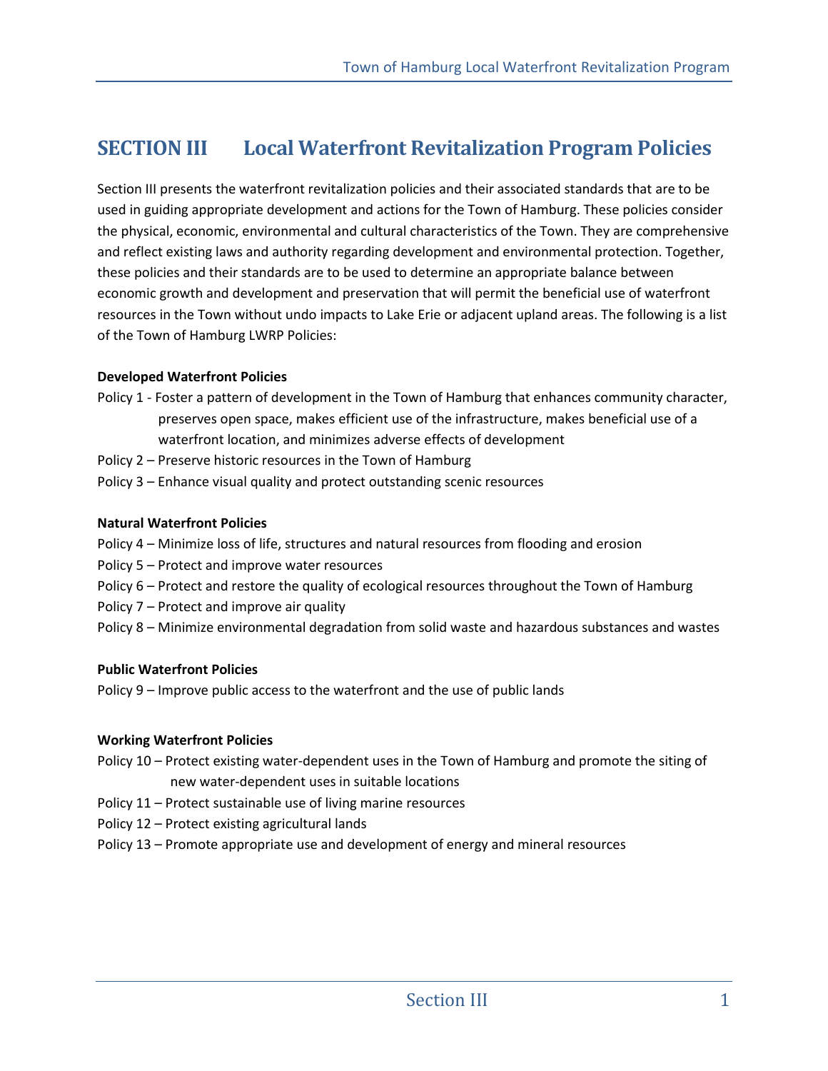# SECTION III Local Waterfront Revitalization Program Policies

Section III presents the waterfront revitalization policies and their associated standards that are to be used in guiding appropriate development and actions for the Town of Hamburg. These policies consider the physical, economic, environmental and cultural characteristics of the Town. They are comprehensive and reflect existing laws and authority regarding development and environmental protection. Together, these policies and their standards are to be used to determine an appropriate balance between economic growth and development and preservation that will permit the beneficial use of waterfront resources in the Town without undo impacts to Lake Erie or adjacent upland areas. The following is a list of the Town of Hamburg LWRP Policies:

**Developed Waterfront Policies**

Policy 1 - Foster a pattern of development in the Town of Hamburg that enhances community character, preserves open space, makes efficient use of the infrastructure, makes beneficial use of a waterfront location, and minimizes adverse effects of development

Policy 2 – Preserve historic resources in the Town of Hamburg

Policy 3 – Enhance visual quality and protect outstanding scenic resources

**Natural Waterfront Policies**

Policy 4 – Minimize loss of life, structures and natural resources from flooding and erosion

Policy 5 – Protect and improve water resources

Policy 6 – Protect and restore the quality of ecological resources throughout the Town of Hamburg

Policy 7 – Protect and improve air quality

Policy 8 – Minimize environmental degradation from solid waste and hazardous substances and wastes

**Public Waterfront Policies**

Policy 9 – Improve public access to the waterfront and the use of public lands

**Working Waterfront Policies**

Policy 10 – Protect existing water-dependent uses in the Town of Hamburg and promote the siting of new water-dependent uses in suitable locations

Policy 11 – Protect sustainable use of living marine resources

Policy 12 – Protect existing agricultural lands

Policy 13 – Promote appropriate use and development of energy and mineral resources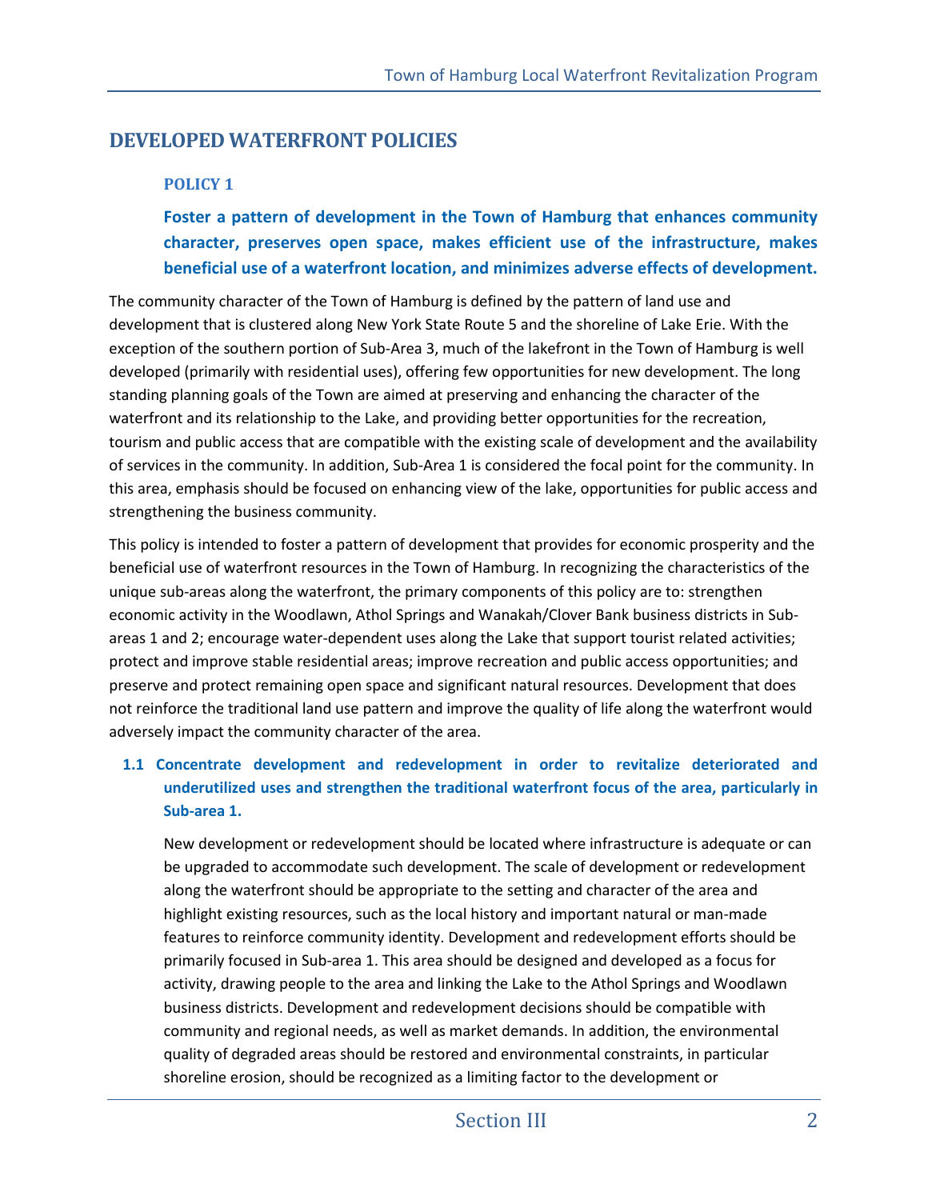## DEVELOPED WATERFRONT POLICIES

### POLICY 1

**Foster a pattern of development in the Town of Hamburg that enhances community character, preserves open space, makes efficient use of the infrastructure, makes beneficial use of a waterfront location, and minimizes adverse effects of development.**

The community character of the Town of Hamburg is defined by the pattern of land use and development that is clustered along New York State Route 5 and the shoreline of Lake Erie. With the exception of the southern portion of Sub-Area 3, much of the lakefront in the Town of Hamburg is well developed (primarily with residential uses), offering few opportunities for new development. The long standing planning goals of the Town are aimed at preserving and enhancing the character of the waterfront and its relationship to the Lake, and providing better opportunities for the recreation, tourism and public access that are compatible with the existing scale of development and the availability of services in the community. In addition, Sub-Area 1 is considered the focal point for the community. In this area, emphasis should be focused on enhancing view of the lake, opportunities for public access and strengthening the business community.

This policy is intended to foster a pattern of development that provides for economic prosperity and the beneficial use of waterfront resources in the Town of Hamburg. In recognizing the characteristics of the unique sub-areas along the waterfront, the primary components of this policy are to: strengthen economic activity in the Woodlawn, Athol Springs and Wanakah/Clover Bank business districts in Sub-areas 1 and 2; encourage water-dependent uses along the Lake that support tourist related activities; protect and improve stable residential areas; improve recreation and public access opportunities; and preserve and protect remaining open space and significant natural resources. Development that does not reinforce the traditional land use pattern and improve the quality of life along the waterfront would adversely impact the community character of the area.

**1.1 Concentrate development and redevelopment in order to revitalize deteriorated and underutilized uses and strengthen the traditional waterfront focus of the area, particularly in Sub-area 1.**

New development or redevelopment should be located where infrastructure is adequate or can be upgraded to accommodate such development. The scale of development or redevelopment along the waterfront should be appropriate to the setting and character of the area and highlight existing resources, such as the local history and important natural or man-made features to reinforce community identity. Development and redevelopment efforts should be primarily focused in Sub-area 1. This area should be designed and developed as a focus for activity, drawing people to the area and linking the Lake to the Athol Springs and Woodlawn business districts. Development and redevelopment decisions should be compatible with community and regional needs, as well as market demands. In addition, the environmental quality of degraded areas should be restored and environmental constraints, in particular shoreline erosion, should be recognized as a limiting factor to the development or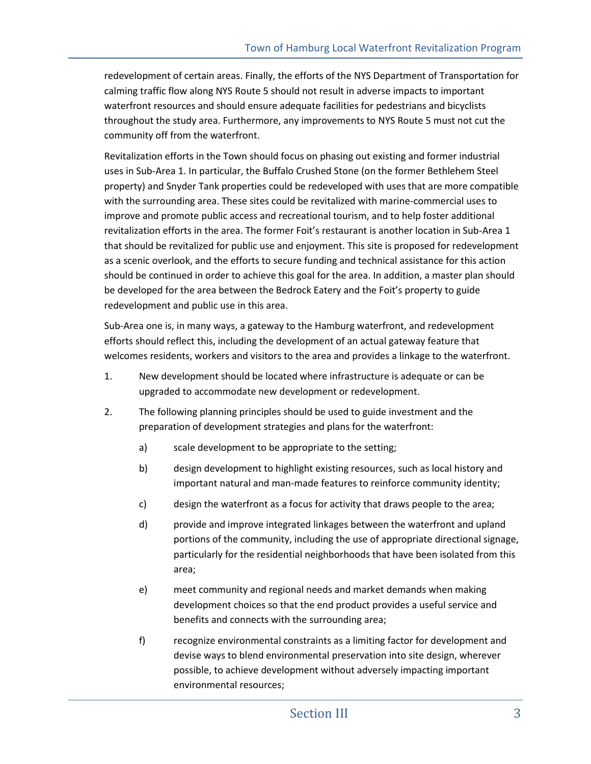redevelopment of certain areas. Finally, the efforts of the NYS Department of Transportation for calming traffic flow along NYS Route 5 should not result in adverse impacts to important waterfront resources and should ensure adequate facilities for pedestrians and bicyclists throughout the study area. Furthermore, any improvements to NYS Route 5 must not cut the community off from the waterfront.

Revitalization efforts in the Town should focus on phasing out existing and former industrial uses in Sub-Area 1. In particular, the Buffalo Crushed Stone (on the former Bethlehem Steel property) and Snyder Tank properties could be redeveloped with uses that are more compatible with the surrounding area. These sites could be revitalized with marine-commercial uses to improve and promote public access and recreational tourism, and to help foster additional revitalization efforts in the area. The former Foit's restaurant is another location in Sub-Area 1 that should be revitalized for public use and enjoyment. This site is proposed for redevelopment as a scenic overlook, and the efforts to secure funding and technical assistance for this action should be continued in order to achieve this goal for the area. In addition, a master plan should be developed for the area between the Bedrock Eatery and the Foit's property to guide redevelopment and public use in this area.

Sub-Area one is, in many ways, a gateway to the Hamburg waterfront, and redevelopment efforts should reflect this, including the development of an actual gateway feature that welcomes residents, workers and visitors to the area and provides a linkage to the waterfront.

1. New development should be located where infrastructure is adequate or can be upgraded to accommodate new development or redevelopment.

2. The following planning principles should be used to guide investment and the preparation of development strategies and plans for the waterfront:

   a) scale development to be appropriate to the setting;

   b) design development to highlight existing resources, such as local history and important natural and man-made features to reinforce community identity;

   c) design the waterfront as a focus for activity that draws people to the area;

   d) provide and improve integrated linkages between the waterfront and upland portions of the community, including the use of appropriate directional signage, particularly for the residential neighborhoods that have been isolated from this area;

   e) meet community and regional needs and market demands when making development choices so that the end product provides a useful service and benefits and connects with the surrounding area;

   f) recognize environmental constraints as a limiting factor for development and devise ways to blend environmental preservation into site design, wherever possible, to achieve development without adversely impacting important environmental resources;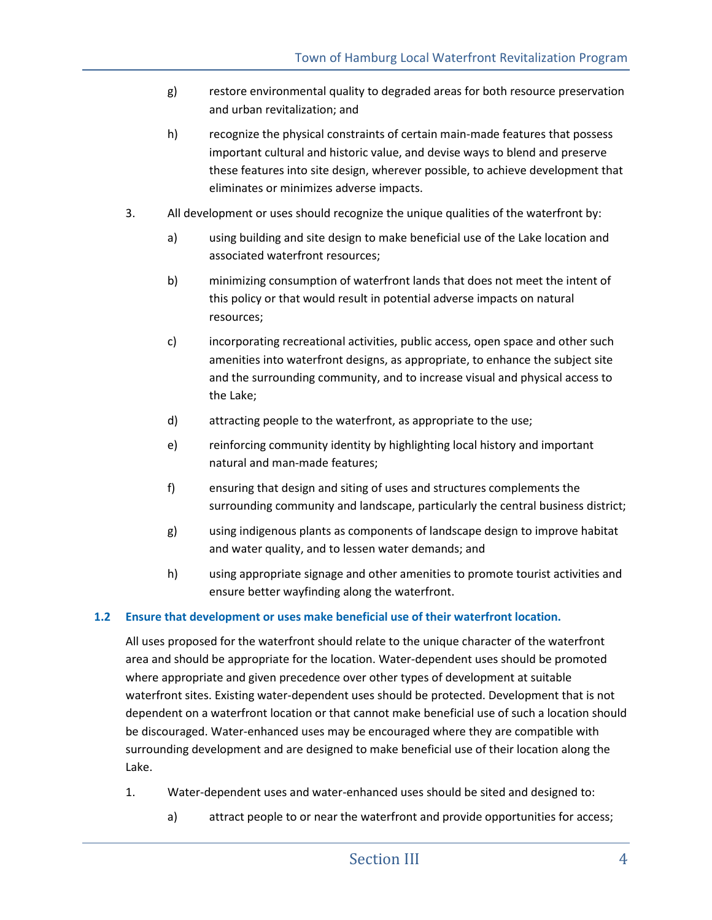g) restore environmental quality to degraded areas for both resource preservation and urban revitalization; and

h) recognize the physical constraints of certain main-made features that possess important cultural and historic value, and devise ways to blend and preserve these features into site design, wherever possible, to achieve development that eliminates or minimizes adverse impacts.

3. All development or uses should recognize the unique qualities of the waterfront by:

   a) using building and site design to make beneficial use of the Lake location and associated waterfront resources;

   b) minimizing consumption of waterfront lands that does not meet the intent of this policy or that would result in potential adverse impacts on natural resources;

   c) incorporating recreational activities, public access, open space and other such amenities into waterfront designs, as appropriate, to enhance the subject site and the surrounding community, and to increase visual and physical access to the Lake;

   d) attracting people to the waterfront, as appropriate to the use;

   e) reinforcing community identity by highlighting local history and important natural and man-made features;

   f) ensuring that design and siting of uses and structures complements the surrounding community and landscape, particularly the central business district;

   g) using indigenous plants as components of landscape design to improve habitat and water quality, and to lessen water demands; and

   h) using appropriate signage and other amenities to promote tourist activities and ensure better wayfinding along the waterfront.

### 1.2 Ensure that development or uses make beneficial use of their waterfront location.

All uses proposed for the waterfront should relate to the unique character of the waterfront area and should be appropriate for the location. Water-dependent uses should be promoted where appropriate and given precedence over other types of development at suitable waterfront sites. Existing water-dependent uses should be protected. Development that is not dependent on a waterfront location or that cannot make beneficial use of such a location should be discouraged. Water-enhanced uses may be encouraged where they are compatible with surrounding development and are designed to make beneficial use of their location along the Lake.

1. Water-dependent uses and water-enhanced uses should be sited and designed to:

   a) attract people to or near the waterfront and provide opportunities for access;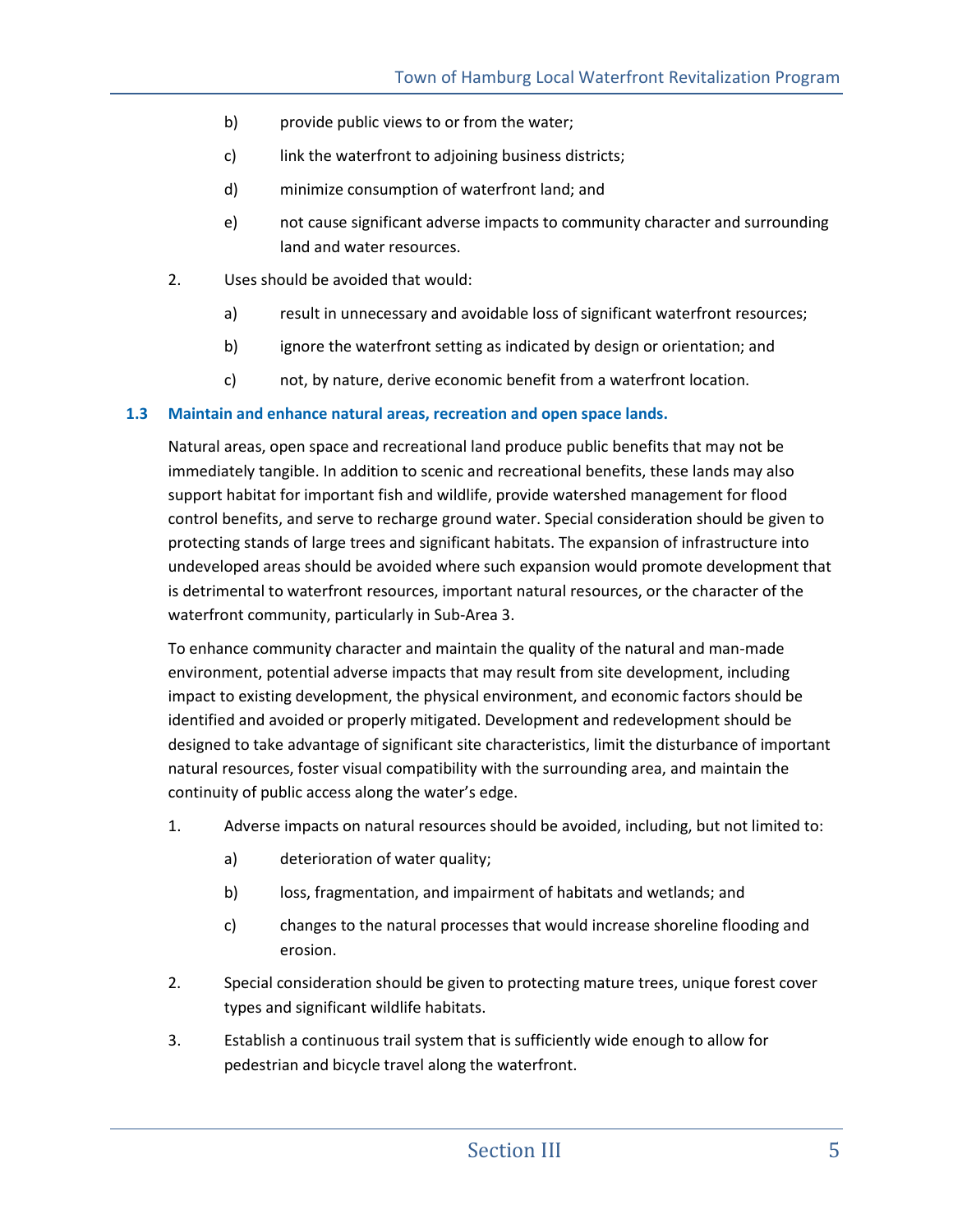b) provide public views to or from the water;

   c) link the waterfront to adjoining business districts;

   d) minimize consumption of waterfront land; and

   e) not cause significant adverse impacts to community character and surrounding land and water resources.

2. Uses should be avoided that would:

   a) result in unnecessary and avoidable loss of significant waterfront resources;

   b) ignore the waterfront setting as indicated by design or orientation; and

   c) not, by nature, derive economic benefit from a waterfront location.

### 1.3 Maintain and enhance natural areas, recreation and open space lands.

Natural areas, open space and recreational land produce public benefits that may not be immediately tangible. In addition to scenic and recreational benefits, these lands may also support habitat for important fish and wildlife, provide watershed management for flood control benefits, and serve to recharge ground water. Special consideration should be given to protecting stands of large trees and significant habitats. The expansion of infrastructure into undeveloped areas should be avoided where such expansion would promote development that is detrimental to waterfront resources, important natural resources, or the character of the waterfront community, particularly in Sub-Area 3.

To enhance community character and maintain the quality of the natural and man-made environment, potential adverse impacts that may result from site development, including impact to existing development, the physical environment, and economic factors should be identified and avoided or properly mitigated. Development and redevelopment should be designed to take advantage of significant site characteristics, limit the disturbance of important natural resources, foster visual compatibility with the surrounding area, and maintain the continuity of public access along the water's edge.

1. Adverse impacts on natural resources should be avoided, including, but not limited to:

   a) deterioration of water quality;

   b) loss, fragmentation, and impairment of habitats and wetlands; and

   c) changes to the natural processes that would increase shoreline flooding and erosion.

2. Special consideration should be given to protecting mature trees, unique forest cover types and significant wildlife habitats.

3. Establish a continuous trail system that is sufficiently wide enough to allow for pedestrian and bicycle travel along the waterfront.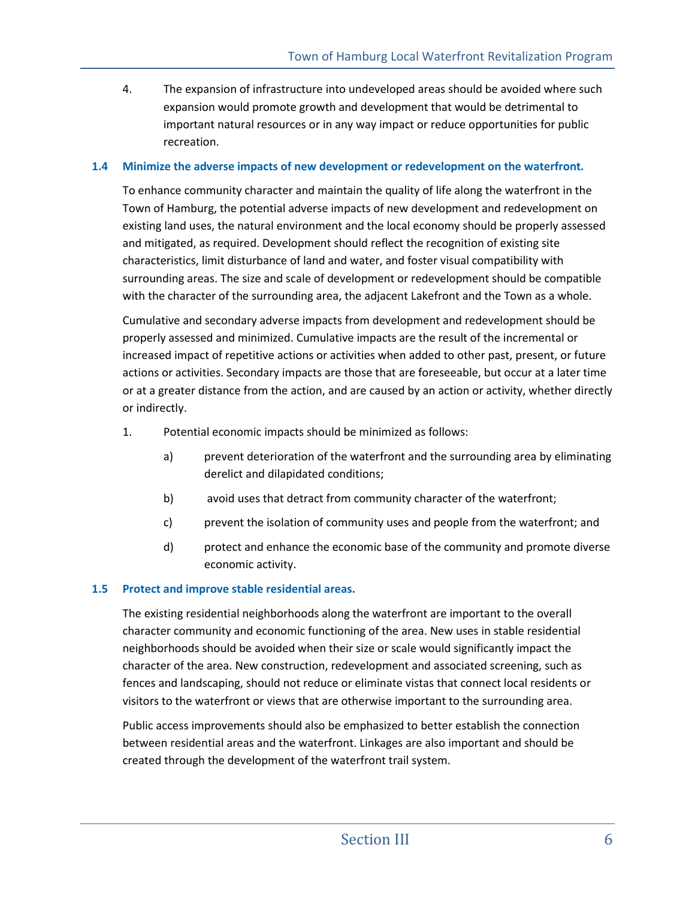4. The expansion of infrastructure into undeveloped areas should be avoided where such expansion would promote growth and development that would be detrimental to important natural resources or in any way impact or reduce opportunities for public recreation.

### 1.4 Minimize the adverse impacts of new development or redevelopment on the waterfront.

To enhance community character and maintain the quality of life along the waterfront in the Town of Hamburg, the potential adverse impacts of new development and redevelopment on existing land uses, the natural environment and the local economy should be properly assessed and mitigated, as required. Development should reflect the recognition of existing site characteristics, limit disturbance of land and water, and foster visual compatibility with surrounding areas. The size and scale of development or redevelopment should be compatible with the character of the surrounding area, the adjacent Lakefront and the Town as a whole.

Cumulative and secondary adverse impacts from development and redevelopment should be properly assessed and minimized. Cumulative impacts are the result of the incremental or increased impact of repetitive actions or activities when added to other past, present, or future actions or activities. Secondary impacts are those that are foreseeable, but occur at a later time or at a greater distance from the action, and are caused by an action or activity, whether directly or indirectly.

1. Potential economic impacts should be minimized as follows:

   a) prevent deterioration of the waterfront and the surrounding area by eliminating derelict and dilapidated conditions;

   b) avoid uses that detract from community character of the waterfront;

   c) prevent the isolation of community uses and people from the waterfront; and

   d) protect and enhance the economic base of the community and promote diverse economic activity.

### 1.5 Protect and improve stable residential areas.

The existing residential neighborhoods along the waterfront are important to the overall character community and economic functioning of the area. New uses in stable residential neighborhoods should be avoided when their size or scale would significantly impact the character of the area. New construction, redevelopment and associated screening, such as fences and landscaping, should not reduce or eliminate vistas that connect local residents or visitors to the waterfront or views that are otherwise important to the surrounding area.

Public access improvements should also be emphasized to better establish the connection between residential areas and the waterfront. Linkages are also important and should be created through the development of the waterfront trail system.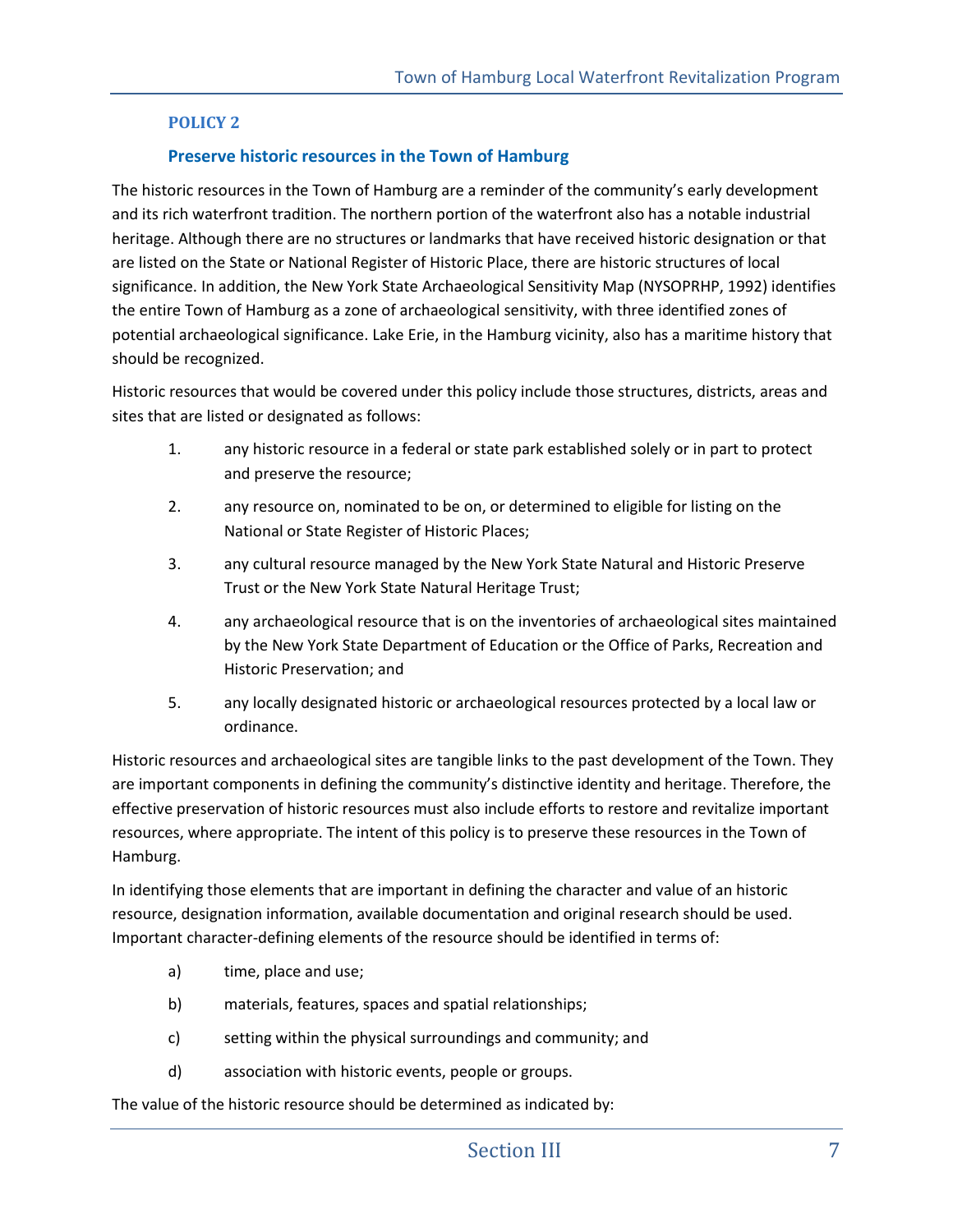### POLICY 2

### Preserve historic resources in the Town of Hamburg

The historic resources in the Town of Hamburg are a reminder of the community's early development and its rich waterfront tradition. The northern portion of the waterfront also has a notable industrial heritage. Although there are no structures or landmarks that have received historic designation or that are listed on the State or National Register of Historic Place, there are historic structures of local significance. In addition, the New York State Archaeological Sensitivity Map (NYSOPRHP, 1992) identifies the entire Town of Hamburg as a zone of archaeological sensitivity, with three identified zones of potential archaeological significance. Lake Erie, in the Hamburg vicinity, also has a maritime history that should be recognized.

Historic resources that would be covered under this policy include those structures, districts, areas and sites that are listed or designated as follows:

1. any historic resource in a federal or state park established solely or in part to protect and preserve the resource;
2. any resource on, nominated to be on, or determined to eligible for listing on the National or State Register of Historic Places;
3. any cultural resource managed by the New York State Natural and Historic Preserve Trust or the New York State Natural Heritage Trust;
4. any archaeological resource that is on the inventories of archaeological sites maintained by the New York State Department of Education or the Office of Parks, Recreation and Historic Preservation; and
5. any locally designated historic or archaeological resources protected by a local law or ordinance.

Historic resources and archaeological sites are tangible links to the past development of the Town. They are important components in defining the community's distinctive identity and heritage. Therefore, the effective preservation of historic resources must also include efforts to restore and revitalize important resources, where appropriate. The intent of this policy is to preserve these resources in the Town of Hamburg.

In identifying those elements that are important in defining the character and value of an historic resource, designation information, available documentation and original research should be used. Important character-defining elements of the resource should be identified in terms of:

a) time, place and use;

b) materials, features, spaces and spatial relationships;

c) setting within the physical surroundings and community; and

d) association with historic events, people or groups.

The value of the historic resource should be determined as indicated by: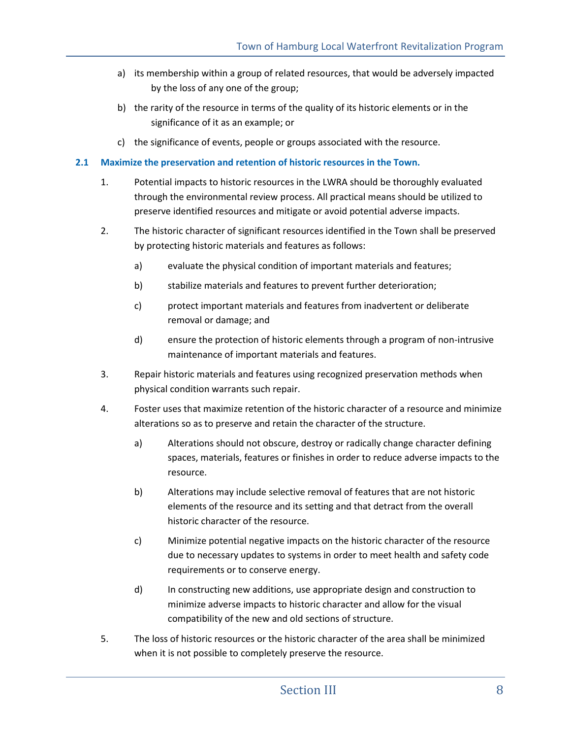a) its membership within a group of related resources, that would be adversely impacted by the loss of any one of the group;

b) the rarity of the resource in terms of the quality of its historic elements or in the significance of it as an example; or

c) the significance of events, people or groups associated with the resource.

### 2.1 Maximize the preservation and retention of historic resources in the Town.

1. Potential impacts to historic resources in the LWRA should be thoroughly evaluated through the environmental review process. All practical means should be utilized to preserve identified resources and mitigate or avoid potential adverse impacts.

2. The historic character of significant resources identified in the Town shall be preserved by protecting historic materials and features as follows:

    a) evaluate the physical condition of important materials and features;

    b) stabilize materials and features to prevent further deterioration;

    c) protect important materials and features from inadvertent or deliberate removal or damage; and

    d) ensure the protection of historic elements through a program of non-intrusive maintenance of important materials and features.

3. Repair historic materials and features using recognized preservation methods when physical condition warrants such repair.

4. Foster uses that maximize retention of the historic character of a resource and minimize alterations so as to preserve and retain the character of the structure.

    a) Alterations should not obscure, destroy or radically change character defining spaces, materials, features or finishes in order to reduce adverse impacts to the resource.

    b) Alterations may include selective removal of features that are not historic elements of the resource and its setting and that detract from the overall historic character of the resource.

    c) Minimize potential negative impacts on the historic character of the resource due to necessary updates to systems in order to meet health and safety code requirements or to conserve energy.

    d) In constructing new additions, use appropriate design and construction to minimize adverse impacts to historic character and allow for the visual compatibility of the new and old sections of structure.

5. The loss of historic resources or the historic character of the area shall be minimized when it is not possible to completely preserve the resource.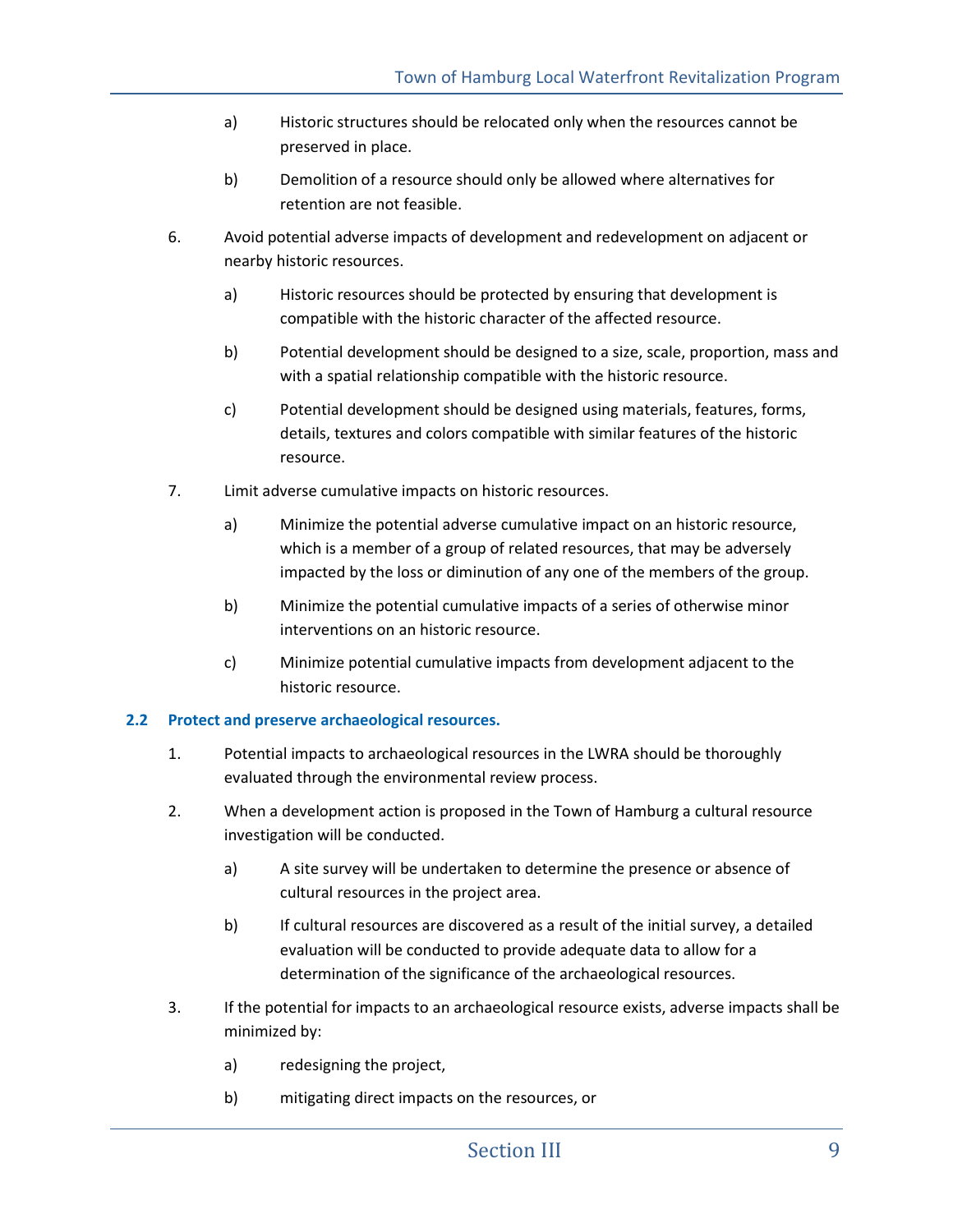a) Historic structures should be relocated only when the resources cannot be preserved in place.

b) Demolition of a resource should only be allowed where alternatives for retention are not feasible.

6. Avoid potential adverse impacts of development and redevelopment on adjacent or nearby historic resources.

   a) Historic resources should be protected by ensuring that development is compatible with the historic character of the affected resource.

   b) Potential development should be designed to a size, scale, proportion, mass and with a spatial relationship compatible with the historic resource.

   c) Potential development should be designed using materials, features, forms, details, textures and colors compatible with similar features of the historic resource.

7. Limit adverse cumulative impacts on historic resources.

   a) Minimize the potential adverse cumulative impact on an historic resource, which is a member of a group of related resources, that may be adversely impacted by the loss or diminution of any one of the members of the group.

   b) Minimize the potential cumulative impacts of a series of otherwise minor interventions on an historic resource.

   c) Minimize potential cumulative impacts from development adjacent to the historic resource.

### 2.2 Protect and preserve archaeological resources.

1. Potential impacts to archaeological resources in the LWRA should be thoroughly evaluated through the environmental review process.

2. When a development action is proposed in the Town of Hamburg a cultural resource investigation will be conducted.

   a) A site survey will be undertaken to determine the presence or absence of cultural resources in the project area.

   b) If cultural resources are discovered as a result of the initial survey, a detailed evaluation will be conducted to provide adequate data to allow for a determination of the significance of the archaeological resources.

3. If the potential for impacts to an archaeological resource exists, adverse impacts shall be minimized by:

   a) redesigning the project,

   b) mitigating direct impacts on the resources, or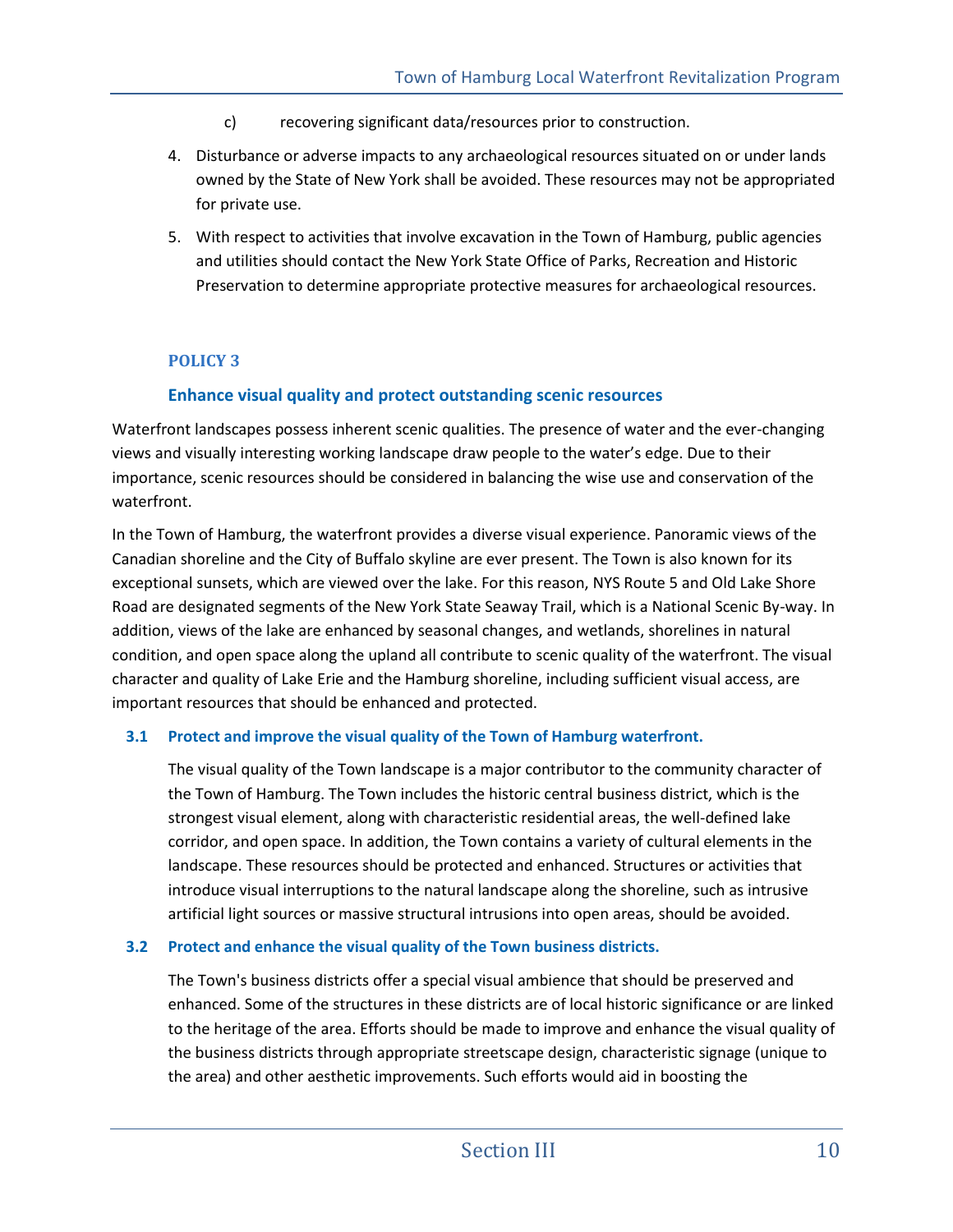c) recovering significant data/resources prior to construction.

4. Disturbance or adverse impacts to any archaeological resources situated on or under lands owned by the State of New York shall be avoided. These resources may not be appropriated for private use.
5. With respect to activities that involve excavation in the Town of Hamburg, public agencies and utilities should contact the New York State Office of Parks, Recreation and Historic Preservation to determine appropriate protective measures for archaeological resources.

### POLICY 3

### Enhance visual quality and protect outstanding scenic resources

Waterfront landscapes possess inherent scenic qualities. The presence of water and the ever-changing views and visually interesting working landscape draw people to the water's edge. Due to their importance, scenic resources should be considered in balancing the wise use and conservation of the waterfront.

In the Town of Hamburg, the waterfront provides a diverse visual experience. Panoramic views of the Canadian shoreline and the City of Buffalo skyline are ever present. The Town is also known for its exceptional sunsets, which are viewed over the lake. For this reason, NYS Route 5 and Old Lake Shore Road are designated segments of the New York State Seaway Trail, which is a National Scenic By-way. In addition, views of the lake are enhanced by seasonal changes, and wetlands, shorelines in natural condition, and open space along the upland all contribute to scenic quality of the waterfront. The visual character and quality of Lake Erie and the Hamburg shoreline, including sufficient visual access, are important resources that should be enhanced and protected.

#### 3.1 Protect and improve the visual quality of the Town of Hamburg waterfront.

The visual quality of the Town landscape is a major contributor to the community character of the Town of Hamburg. The Town includes the historic central business district, which is the strongest visual element, along with characteristic residential areas, the well-defined lake corridor, and open space. In addition, the Town contains a variety of cultural elements in the landscape. These resources should be protected and enhanced. Structures or activities that introduce visual interruptions to the natural landscape along the shoreline, such as intrusive artificial light sources or massive structural intrusions into open areas, should be avoided.

#### 3.2 Protect and enhance the visual quality of the Town business districts.

The Town's business districts offer a special visual ambience that should be preserved and enhanced. Some of the structures in these districts are of local historic significance or are linked to the heritage of the area. Efforts should be made to improve and enhance the visual quality of the business districts through appropriate streetscape design, characteristic signage (unique to the area) and other aesthetic improvements. Such efforts would aid in boosting the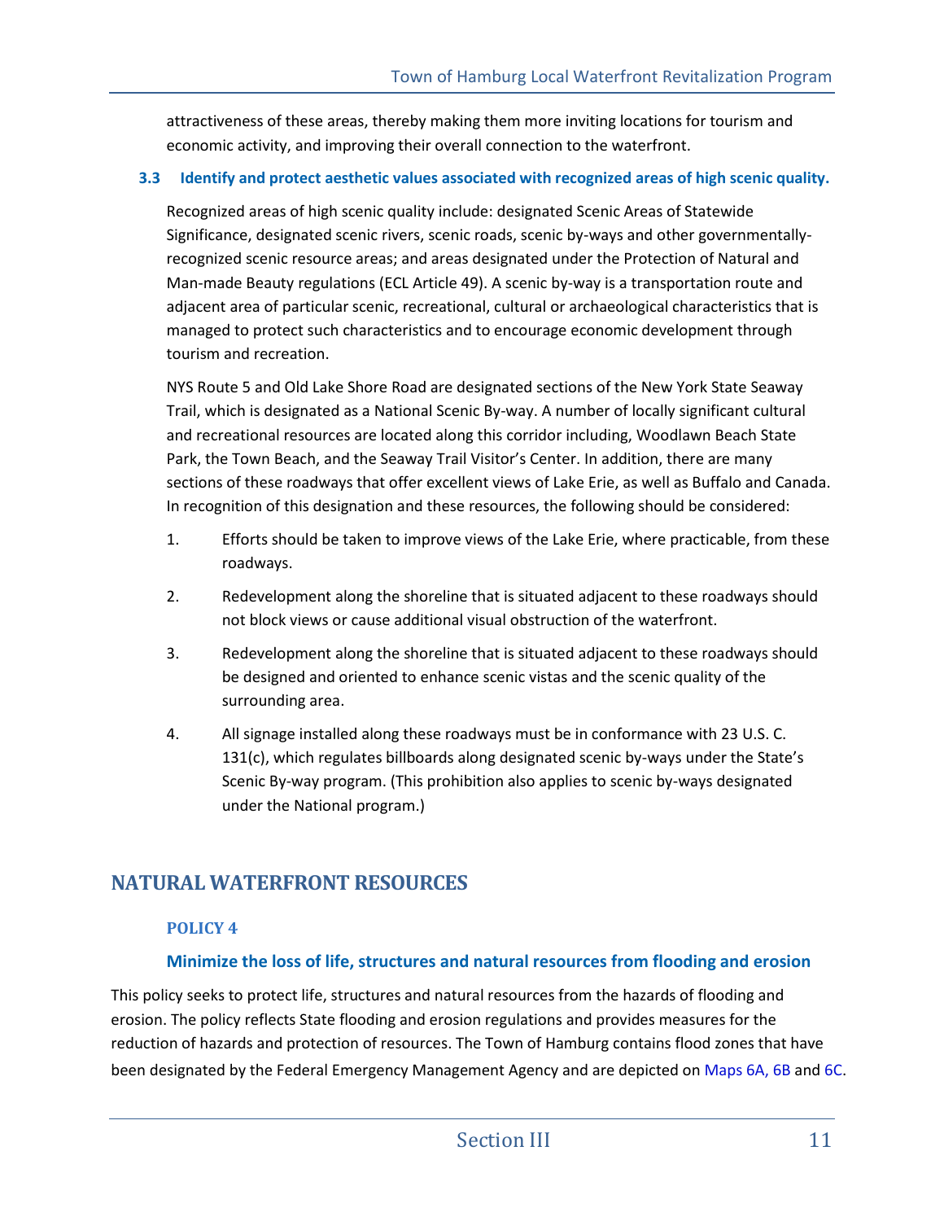attractiveness of these areas, thereby making them more inviting locations for tourism and economic activity, and improving their overall connection to the waterfront.

**3.3 Identify and protect aesthetic values associated with recognized areas of high scenic quality.**

Recognized areas of high scenic quality include: designated Scenic Areas of Statewide Significance, designated scenic rivers, scenic roads, scenic by-ways and other governmentally-recognized scenic resource areas; and areas designated under the Protection of Natural and Man-made Beauty regulations (ECL Article 49). A scenic by-way is a transportation route and adjacent area of particular scenic, recreational, cultural or archaeological characteristics that is managed to protect such characteristics and to encourage economic development through tourism and recreation.

NYS Route 5 and Old Lake Shore Road are designated sections of the New York State Seaway Trail, which is designated as a National Scenic By-way. A number of locally significant cultural and recreational resources are located along this corridor including, Woodlawn Beach State Park, the Town Beach, and the Seaway Trail Visitor's Center. In addition, there are many sections of these roadways that offer excellent views of Lake Erie, as well as Buffalo and Canada. In recognition of this designation and these resources, the following should be considered:

1. Efforts should be taken to improve views of the Lake Erie, where practicable, from these roadways.
2. Redevelopment along the shoreline that is situated adjacent to these roadways should not block views or cause additional visual obstruction of the waterfront.
3. Redevelopment along the shoreline that is situated adjacent to these roadways should be designed and oriented to enhance scenic vistas and the scenic quality of the surrounding area.
4. All signage installed along these roadways must be in conformance with 23 U.S. C. 131(c), which regulates billboards along designated scenic by-ways under the State's Scenic By-way program. (This prohibition also applies to scenic by-ways designated under the National program.)

## NATURAL WATERFRONT RESOURCES

### POLICY 4

### Minimize the loss of life, structures and natural resources from flooding and erosion

This policy seeks to protect life, structures and natural resources from the hazards of flooding and erosion. The policy reflects State flooding and erosion regulations and provides measures for the reduction of hazards and protection of resources. The Town of Hamburg contains flood zones that have been designated by the Federal Emergency Management Agency and are depicted on Maps 6A, 6B and 6C.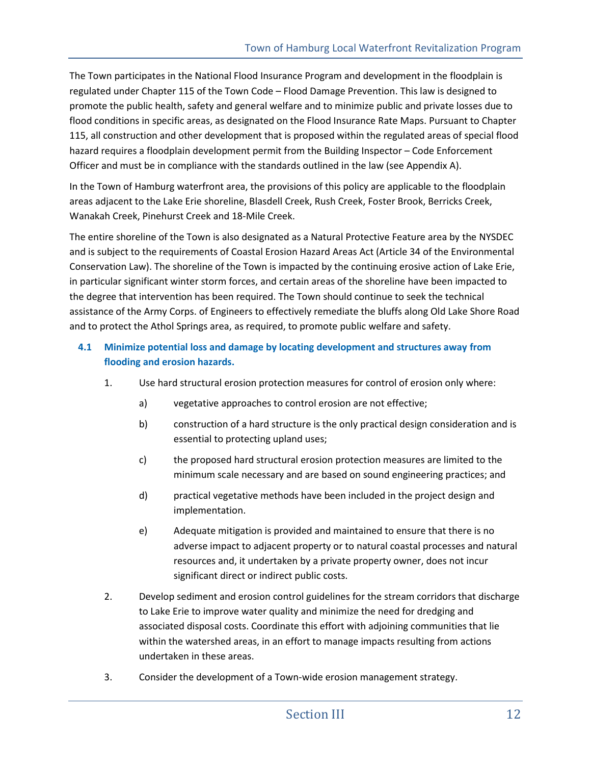The Town participates in the National Flood Insurance Program and development in the floodplain is regulated under Chapter 115 of the Town Code – Flood Damage Prevention. This law is designed to promote the public health, safety and general welfare and to minimize public and private losses due to flood conditions in specific areas, as designated on the Flood Insurance Rate Maps. Pursuant to Chapter 115, all construction and other development that is proposed within the regulated areas of special flood hazard requires a floodplain development permit from the Building Inspector – Code Enforcement Officer and must be in compliance with the standards outlined in the law (see Appendix A).

In the Town of Hamburg waterfront area, the provisions of this policy are applicable to the floodplain areas adjacent to the Lake Erie shoreline, Blasdell Creek, Rush Creek, Foster Brook, Berricks Creek, Wanakah Creek, Pinehurst Creek and 18-Mile Creek.

The entire shoreline of the Town is also designated as a Natural Protective Feature area by the NYSDEC and is subject to the requirements of Coastal Erosion Hazard Areas Act (Article 34 of the Environmental Conservation Law). The shoreline of the Town is impacted by the continuing erosive action of Lake Erie, in particular significant winter storm forces, and certain areas of the shoreline have been impacted to the degree that intervention has been required. The Town should continue to seek the technical assistance of the Army Corps. of Engineers to effectively remediate the bluffs along Old Lake Shore Road and to protect the Athol Springs area, as required, to promote public welfare and safety.

### 4.1 Minimize potential loss and damage by locating development and structures away from flooding and erosion hazards.

1. Use hard structural erosion protection measures for control of erosion only where:
   a) vegetative approaches to control erosion are not effective;
   b) construction of a hard structure is the only practical design consideration and is essential to protecting upland uses;
   c) the proposed hard structural erosion protection measures are limited to the minimum scale necessary and are based on sound engineering practices; and
   d) practical vegetative methods have been included in the project design and implementation.
   e) Adequate mitigation is provided and maintained to ensure that there is no adverse impact to adjacent property or to natural coastal processes and natural resources and, it undertaken by a private property owner, does not incur significant direct or indirect public costs.
2. Develop sediment and erosion control guidelines for the stream corridors that discharge to Lake Erie to improve water quality and minimize the need for dredging and associated disposal costs. Coordinate this effort with adjoining communities that lie within the watershed areas, in an effort to manage impacts resulting from actions undertaken in these areas.
3. Consider the development of a Town-wide erosion management strategy.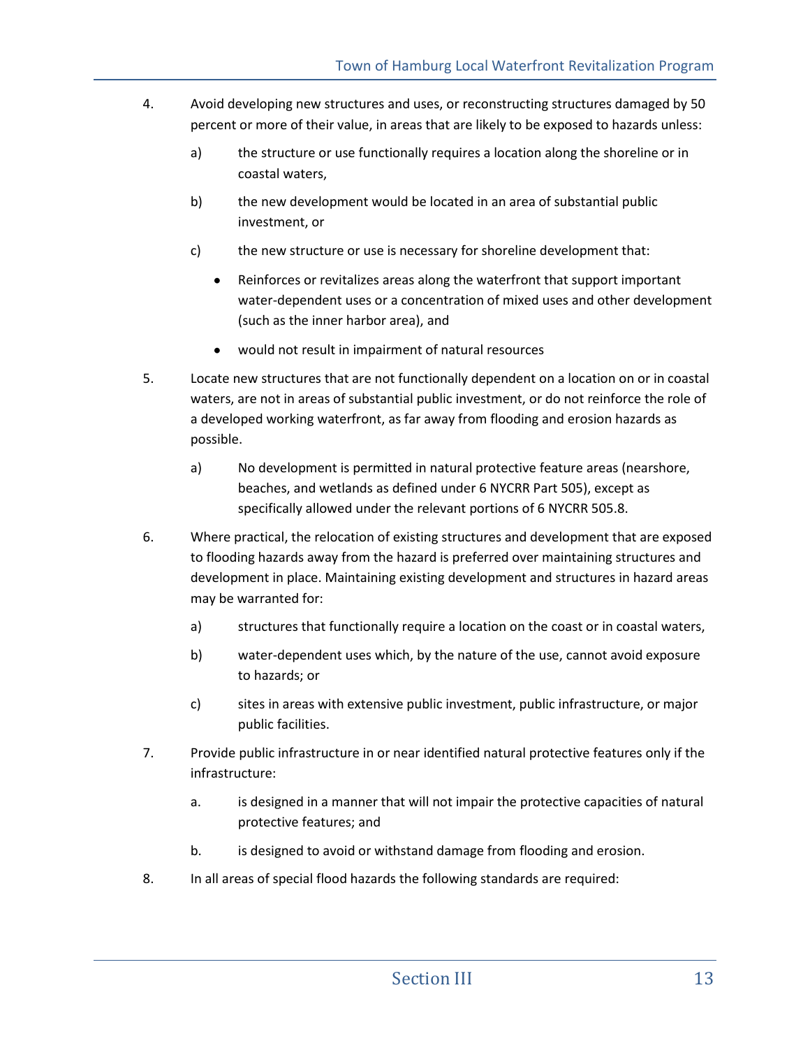4. Avoid developing new structures and uses, or reconstructing structures damaged by 50 percent or more of their value, in areas that are likely to be exposed to hazards unless:

   a) the structure or use functionally requires a location along the shoreline or in coastal waters,

   b) the new development would be located in an area of substantial public investment, or

   c) the new structure or use is necessary for shoreline development that:

      - Reinforces or revitalizes areas along the waterfront that support important water-dependent uses or a concentration of mixed uses and other development (such as the inner harbor area), and
      - would not result in impairment of natural resources

5. Locate new structures that are not functionally dependent on a location on or in coastal waters, are not in areas of substantial public investment, or do not reinforce the role of a developed working waterfront, as far away from flooding and erosion hazards as possible.

   a) No development is permitted in natural protective feature areas (nearshore, beaches, and wetlands as defined under 6 NYCRR Part 505), except as specifically allowed under the relevant portions of 6 NYCRR 505.8.

6. Where practical, the relocation of existing structures and development that are exposed to flooding hazards away from the hazard is preferred over maintaining structures and development in place. Maintaining existing development and structures in hazard areas may be warranted for:

   a) structures that functionally require a location on the coast or in coastal waters,

   b) water-dependent uses which, by the nature of the use, cannot avoid exposure to hazards; or

   c) sites in areas with extensive public investment, public infrastructure, or major public facilities.

7. Provide public infrastructure in or near identified natural protective features only if the infrastructure:

   a. is designed in a manner that will not impair the protective capacities of natural protective features; and

   b. is designed to avoid or withstand damage from flooding and erosion.

8. In all areas of special flood hazards the following standards are required: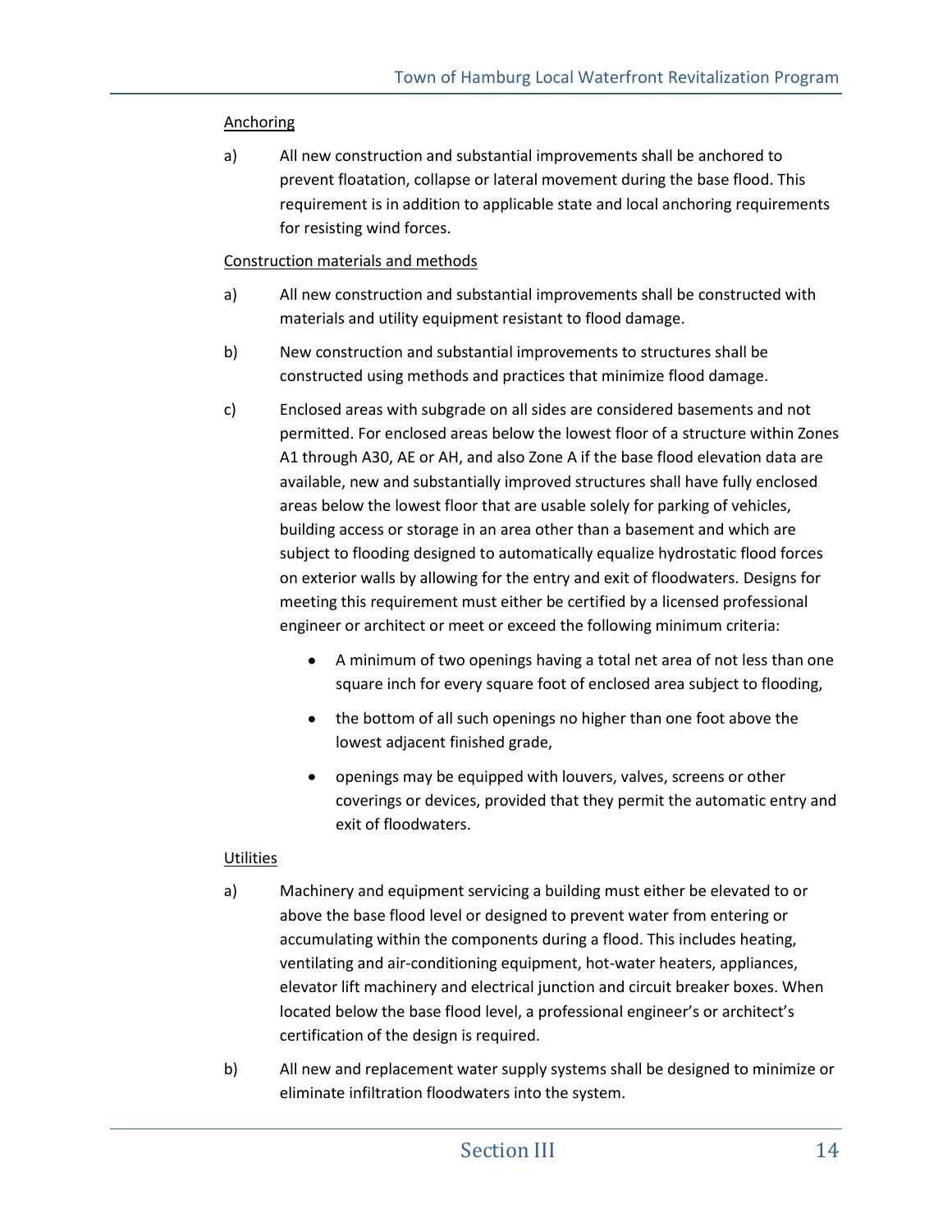Anchoring

a) All new construction and substantial improvements shall be anchored to prevent floatation, collapse or lateral movement during the base flood. This requirement is in addition to applicable state and local anchoring requirements for resisting wind forces.

Construction materials and methods

a) All new construction and substantial improvements shall be constructed with materials and utility equipment resistant to flood damage.

b) New construction and substantial improvements to structures shall be constructed using methods and practices that minimize flood damage.

c) Enclosed areas with subgrade on all sides are considered basements and not permitted. For enclosed areas below the lowest floor of a structure within Zones A1 through A30, AE or AH, and also Zone A if the base flood elevation data are available, new and substantially improved structures shall have fully enclosed areas below the lowest floor that are usable solely for parking of vehicles, building access or storage in an area other than a basement and which are subject to flooding designed to automatically equalize hydrostatic flood forces on exterior walls by allowing for the entry and exit of floodwaters. Designs for meeting this requirement must either be certified by a licensed professional engineer or architect or meet or exceed the following minimum criteria:

- A minimum of two openings having a total net area of not less than one square inch for every square foot of enclosed area subject to flooding,
- the bottom of all such openings no higher than one foot above the lowest adjacent finished grade,
- openings may be equipped with louvers, valves, screens or other coverings or devices, provided that they permit the automatic entry and exit of floodwaters.

Utilities

a) Machinery and equipment servicing a building must either be elevated to or above the base flood level or designed to prevent water from entering or accumulating within the components during a flood. This includes heating, ventilating and air-conditioning equipment, hot-water heaters, appliances, elevator lift machinery and electrical junction and circuit breaker boxes. When located below the base flood level, a professional engineer's or architect's certification of the design is required.

b) All new and replacement water supply systems shall be designed to minimize or eliminate infiltration floodwaters into the system.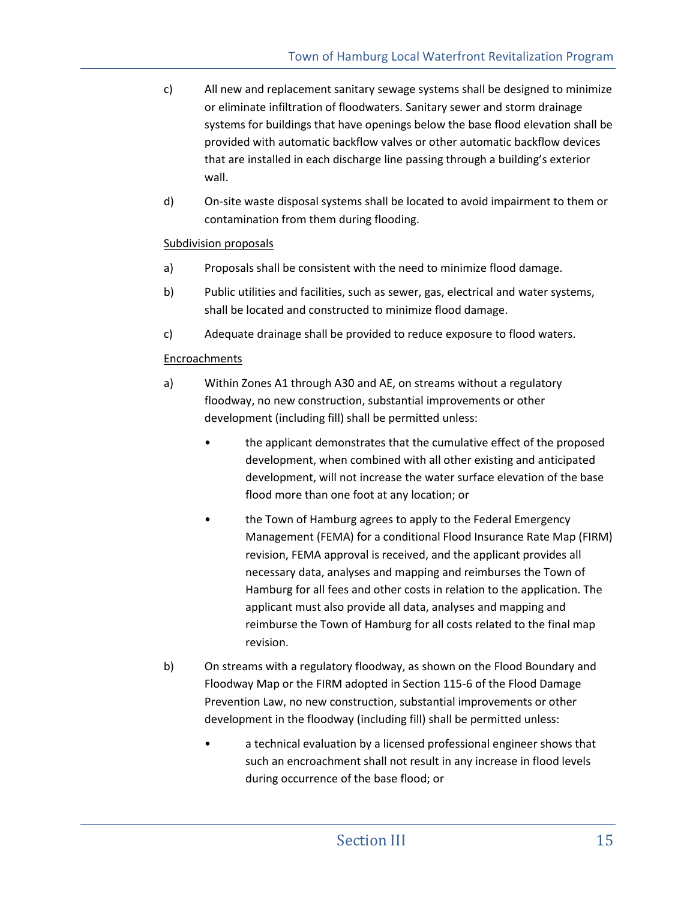c) All new and replacement sanitary sewage systems shall be designed to minimize or eliminate infiltration of floodwaters. Sanitary sewer and storm drainage systems for buildings that have openings below the base flood elevation shall be provided with automatic backflow valves or other automatic backflow devices that are installed in each discharge line passing through a building's exterior wall.

d) On-site waste disposal systems shall be located to avoid impairment to them or contamination from them during flooding.

<u>Subdivision proposals</u>

a) Proposals shall be consistent with the need to minimize flood damage.

b) Public utilities and facilities, such as sewer, gas, electrical and water systems, shall be located and constructed to minimize flood damage.

c) Adequate drainage shall be provided to reduce exposure to flood waters.

<u>Encroachments</u>

a) Within Zones A1 through A30 and AE, on streams without a regulatory floodway, no new construction, substantial improvements or other development (including fill) shall be permitted unless:

- the applicant demonstrates that the cumulative effect of the proposed development, when combined with all other existing and anticipated development, will not increase the water surface elevation of the base flood more than one foot at any location; or
- the Town of Hamburg agrees to apply to the Federal Emergency Management (FEMA) for a conditional Flood Insurance Rate Map (FIRM) revision, FEMA approval is received, and the applicant provides all necessary data, analyses and mapping and reimburses the Town of Hamburg for all fees and other costs in relation to the application. The applicant must also provide all data, analyses and mapping and reimburse the Town of Hamburg for all costs related to the final map revision.

b) On streams with a regulatory floodway, as shown on the Flood Boundary and Floodway Map or the FIRM adopted in Section 115-6 of the Flood Damage Prevention Law, no new construction, substantial improvements or other development in the floodway (including fill) shall be permitted unless:

- a technical evaluation by a licensed professional engineer shows that such an encroachment shall not result in any increase in flood levels during occurrence of the base flood; or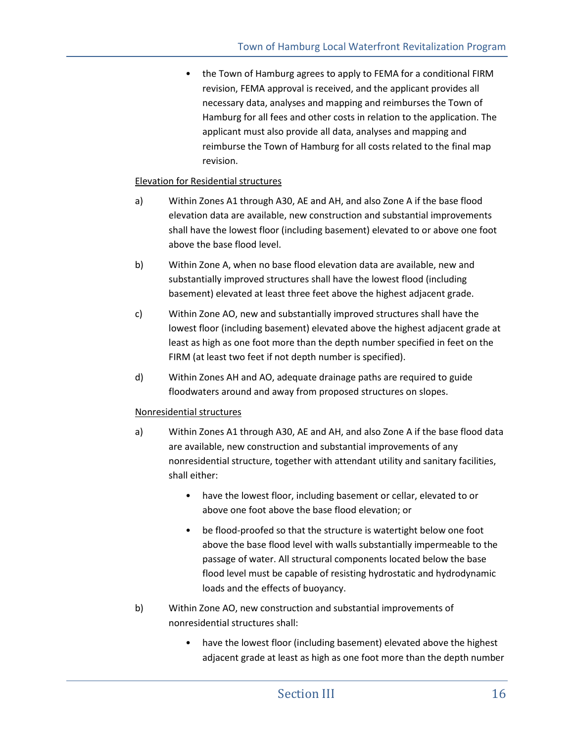- the Town of Hamburg agrees to apply to FEMA for a conditional FIRM revision, FEMA approval is received, and the applicant provides all necessary data, analyses and mapping and reimburses the Town of Hamburg for all fees and other costs in relation to the application. The applicant must also provide all data, analyses and mapping and reimburse the Town of Hamburg for all costs related to the final map revision.

<u>Elevation for Residential structures</u>

a) Within Zones A1 through A30, AE and AH, and also Zone A if the base flood elevation data are available, new construction and substantial improvements shall have the lowest floor (including basement) elevated to or above one foot above the base flood level.

b) Within Zone A, when no base flood elevation data are available, new and substantially improved structures shall have the lowest flood (including basement) elevated at least three feet above the highest adjacent grade.

c) Within Zone AO, new and substantially improved structures shall have the lowest floor (including basement) elevated above the highest adjacent grade at least as high as one foot more than the depth number specified in feet on the FIRM (at least two feet if not depth number is specified).

d) Within Zones AH and AO, adequate drainage paths are required to guide floodwaters around and away from proposed structures on slopes.

<u>Nonresidential structures</u>

a) Within Zones A1 through A30, AE and AH, and also Zone A if the base flood data are available, new construction and substantial improvements of any nonresidential structure, together with attendant utility and sanitary facilities, shall either:

- have the lowest floor, including basement or cellar, elevated to or above one foot above the base flood elevation; or
- be flood-proofed so that the structure is watertight below one foot above the base flood level with walls substantially impermeable to the passage of water. All structural components located below the base flood level must be capable of resisting hydrostatic and hydrodynamic loads and the effects of buoyancy.

b) Within Zone AO, new construction and substantial improvements of nonresidential structures shall:

- have the lowest floor (including basement) elevated above the highest adjacent grade at least as high as one foot more than the depth number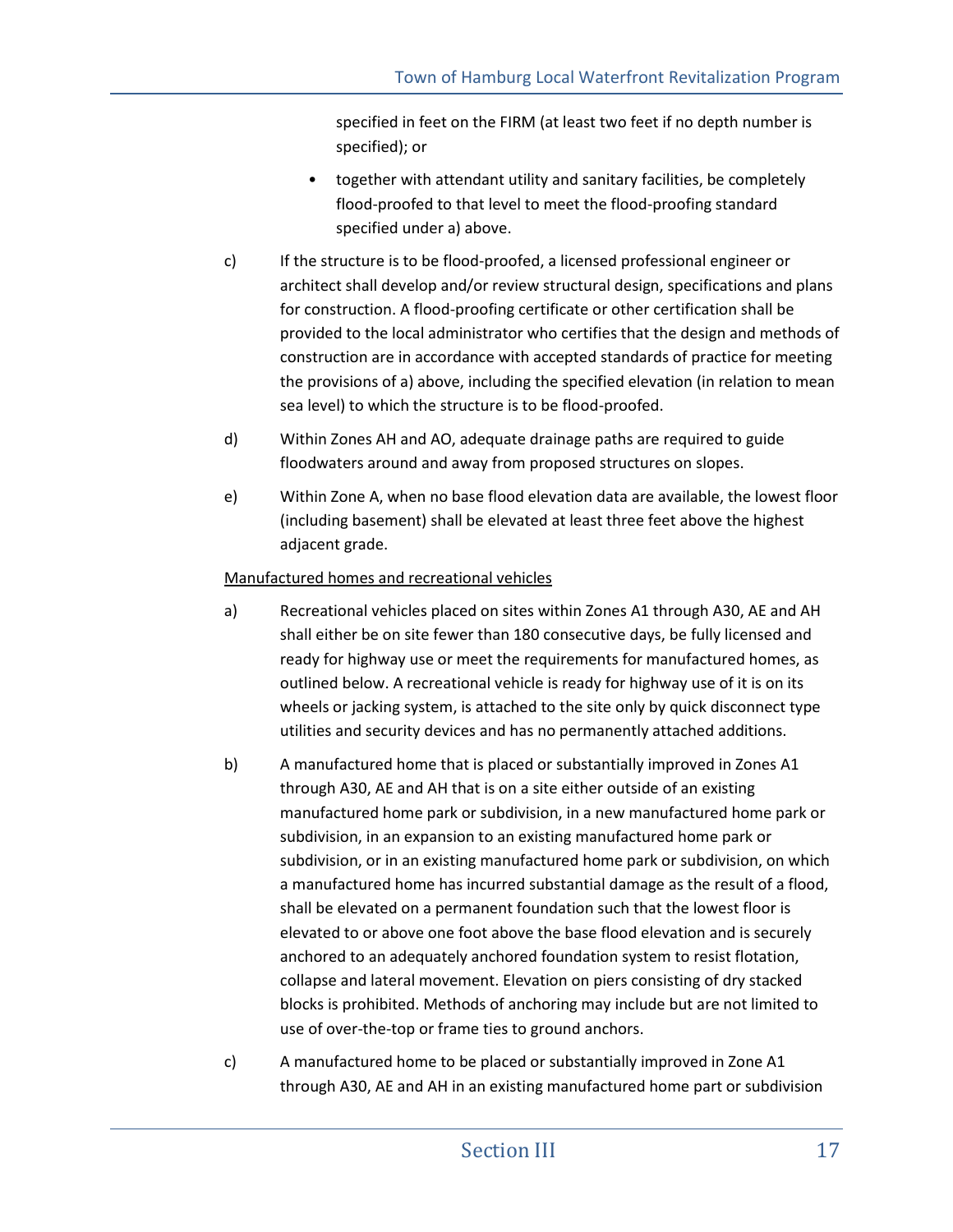specified in feet on the FIRM (at least two feet if no depth number is specified); or

- together with attendant utility and sanitary facilities, be completely flood-proofed to that level to meet the flood-proofing standard specified under a) above.

c) If the structure is to be flood-proofed, a licensed professional engineer or architect shall develop and/or review structural design, specifications and plans for construction. A flood-proofing certificate or other certification shall be provided to the local administrator who certifies that the design and methods of construction are in accordance with accepted standards of practice for meeting the provisions of a) above, including the specified elevation (in relation to mean sea level) to which the structure is to be flood-proofed.

d) Within Zones AH and AO, adequate drainage paths are required to guide floodwaters around and away from proposed structures on slopes.

e) Within Zone A, when no base flood elevation data are available, the lowest floor (including basement) shall be elevated at least three feet above the highest adjacent grade.

<u>Manufactured homes and recreational vehicles</u>

a) Recreational vehicles placed on sites within Zones A1 through A30, AE and AH shall either be on site fewer than 180 consecutive days, be fully licensed and ready for highway use or meet the requirements for manufactured homes, as outlined below. A recreational vehicle is ready for highway use of it is on its wheels or jacking system, is attached to the site only by quick disconnect type utilities and security devices and has no permanently attached additions.

b) A manufactured home that is placed or substantially improved in Zones A1 through A30, AE and AH that is on a site either outside of an existing manufactured home park or subdivision, in a new manufactured home park or subdivision, in an expansion to an existing manufactured home park or subdivision, or in an existing manufactured home park or subdivision, on which a manufactured home has incurred substantial damage as the result of a flood, shall be elevated on a permanent foundation such that the lowest floor is elevated to or above one foot above the base flood elevation and is securely anchored to an adequately anchored foundation system to resist flotation, collapse and lateral movement. Elevation on piers consisting of dry stacked blocks is prohibited. Methods of anchoring may include but are not limited to use of over-the-top or frame ties to ground anchors.

c) A manufactured home to be placed or substantially improved in Zone A1 through A30, AE and AH in an existing manufactured home part or subdivision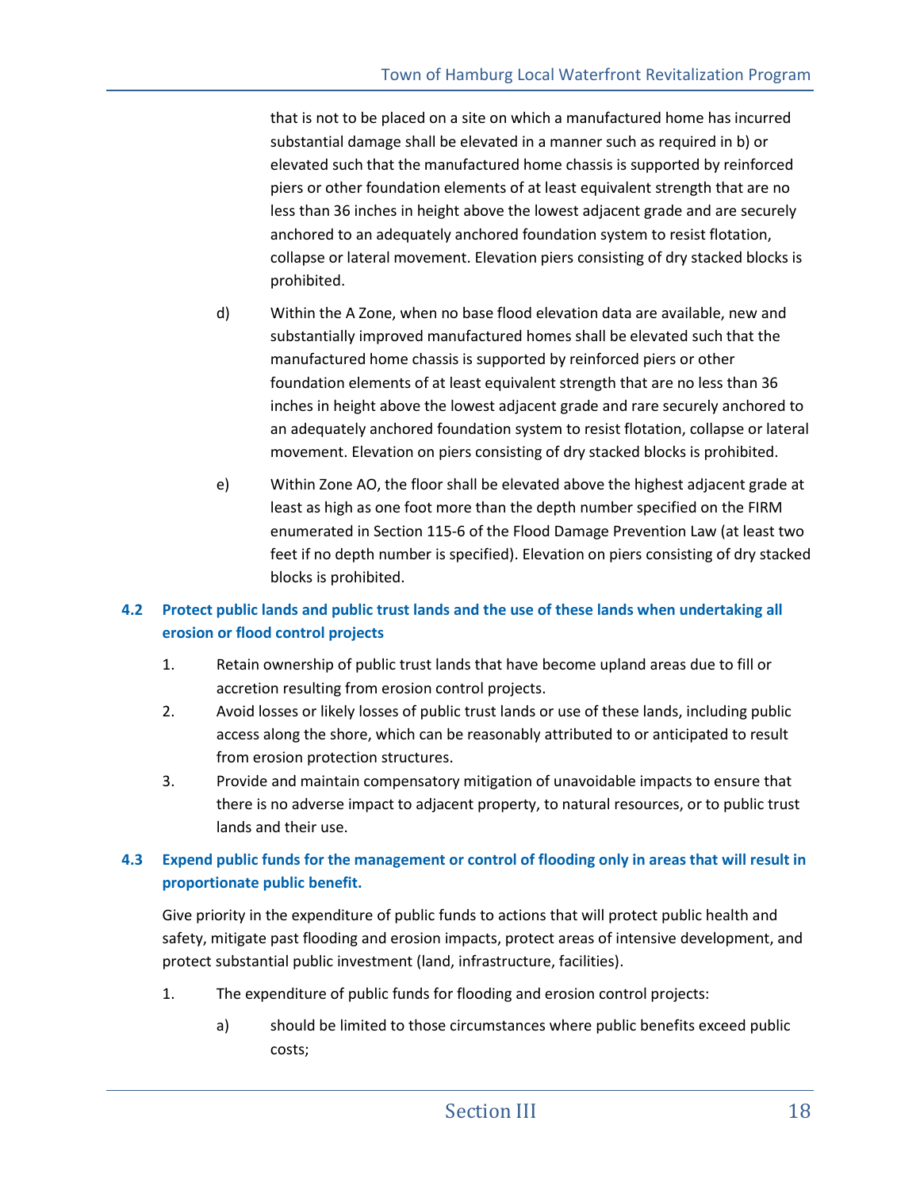that is not to be placed on a site on which a manufactured home has incurred substantial damage shall be elevated in a manner such as required in b) or elevated such that the manufactured home chassis is supported by reinforced piers or other foundation elements of at least equivalent strength that are no less than 36 inches in height above the lowest adjacent grade and are securely anchored to an adequately anchored foundation system to resist flotation, collapse or lateral movement. Elevation piers consisting of dry stacked blocks is prohibited.

d) Within the A Zone, when no base flood elevation data are available, new and substantially improved manufactured homes shall be elevated such that the manufactured home chassis is supported by reinforced piers or other foundation elements of at least equivalent strength that are no less than 36 inches in height above the lowest adjacent grade and rare securely anchored to an adequately anchored foundation system to resist flotation, collapse or lateral movement. Elevation on piers consisting of dry stacked blocks is prohibited.

e) Within Zone AO, the floor shall be elevated above the highest adjacent grade at least as high as one foot more than the depth number specified on the FIRM enumerated in Section 115-6 of the Flood Damage Prevention Law (at least two feet if no depth number is specified). Elevation on piers consisting of dry stacked blocks is prohibited.

### 4.2 Protect public lands and public trust lands and the use of these lands when undertaking all erosion or flood control projects

1. Retain ownership of public trust lands that have become upland areas due to fill or accretion resulting from erosion control projects.
2. Avoid losses or likely losses of public trust lands or use of these lands, including public access along the shore, which can be reasonably attributed to or anticipated to result from erosion protection structures.
3. Provide and maintain compensatory mitigation of unavoidable impacts to ensure that there is no adverse impact to adjacent property, to natural resources, or to public trust lands and their use.

### 4.3 Expend public funds for the management or control of flooding only in areas that will result in proportionate public benefit.

Give priority in the expenditure of public funds to actions that will protect public health and safety, mitigate past flooding and erosion impacts, protect areas of intensive development, and protect substantial public investment (land, infrastructure, facilities).

1. The expenditure of public funds for flooding and erosion control projects:

   a) should be limited to those circumstances where public benefits exceed public costs;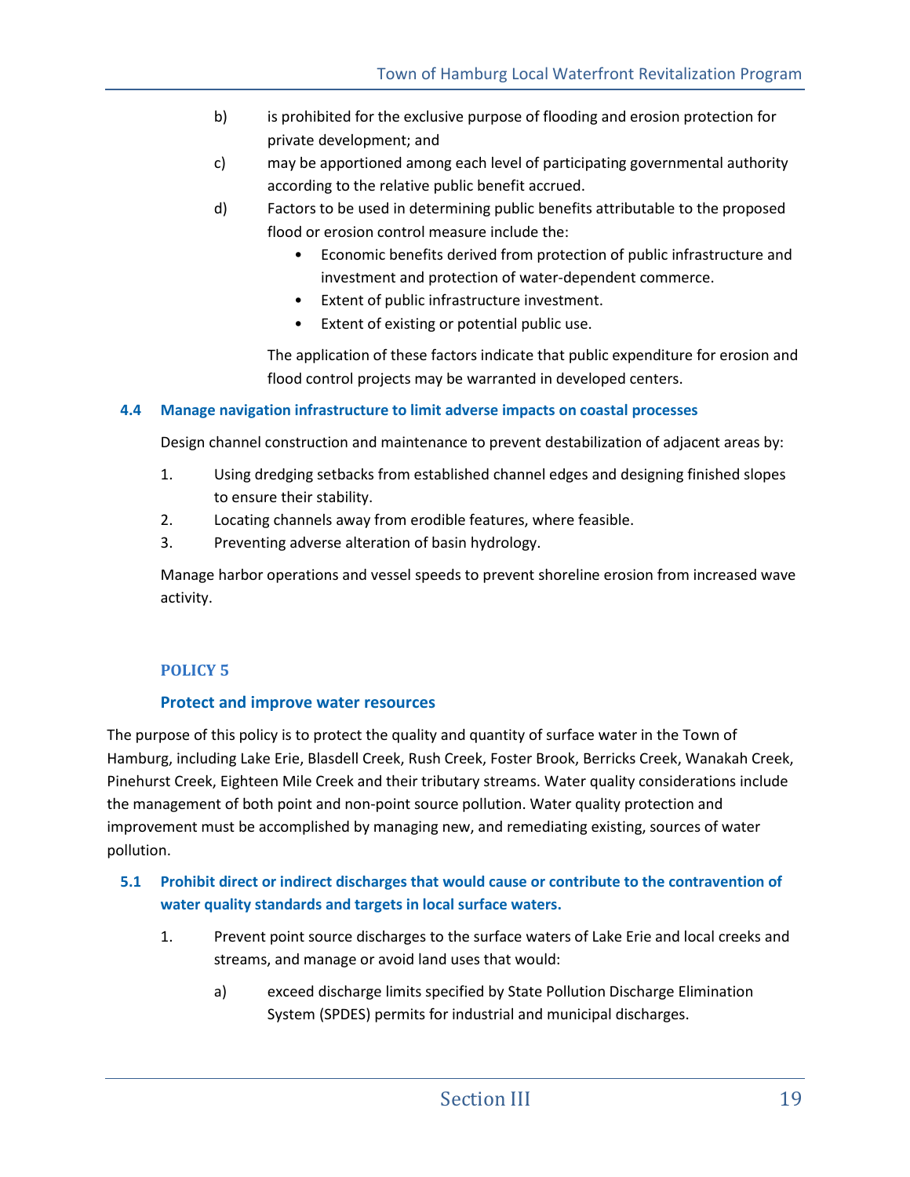b) is prohibited for the exclusive purpose of flooding and erosion protection for private development; and

c) may be apportioned among each level of participating governmental authority according to the relative public benefit accrued.

d) Factors to be used in determining public benefits attributable to the proposed flood or erosion control measure include the:

- Economic benefits derived from protection of public infrastructure and investment and protection of water-dependent commerce.
- Extent of public infrastructure investment.
- Extent of existing or potential public use.

The application of these factors indicate that public expenditure for erosion and flood control projects may be warranted in developed centers.

### 4.4 Manage navigation infrastructure to limit adverse impacts on coastal processes

Design channel construction and maintenance to prevent destabilization of adjacent areas by:

1. Using dredging setbacks from established channel edges and designing finished slopes to ensure their stability.
2. Locating channels away from erodible features, where feasible.
3. Preventing adverse alteration of basin hydrology.

Manage harbor operations and vessel speeds to prevent shoreline erosion from increased wave activity.

## POLICY 5

## Protect and improve water resources

The purpose of this policy is to protect the quality and quantity of surface water in the Town of Hamburg, including Lake Erie, Blasdell Creek, Rush Creek, Foster Brook, Berricks Creek, Wanakah Creek, Pinehurst Creek, Eighteen Mile Creek and their tributary streams. Water quality considerations include the management of both point and non-point source pollution. Water quality protection and improvement must be accomplished by managing new, and remediating existing, sources of water pollution.

### 5.1 Prohibit direct or indirect discharges that would cause or contribute to the contravention of water quality standards and targets in local surface waters.

1. Prevent point source discharges to the surface waters of Lake Erie and local creeks and streams, and manage or avoid land uses that would:

   a) exceed discharge limits specified by State Pollution Discharge Elimination System (SPDES) permits for industrial and municipal discharges.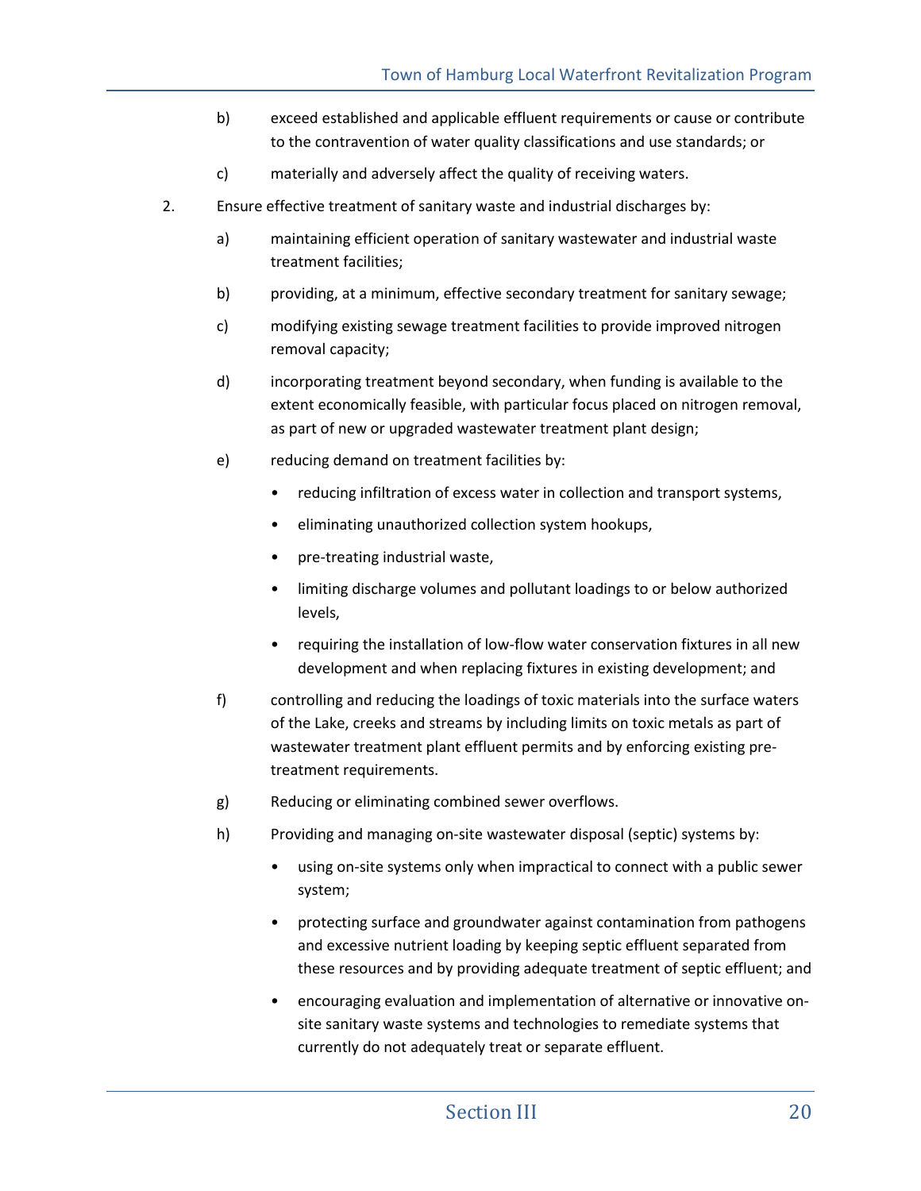b) exceed established and applicable effluent requirements or cause or contribute to the contravention of water quality classifications and use standards; or

c) materially and adversely affect the quality of receiving waters.

2. Ensure effective treatment of sanitary waste and industrial discharges by:

   a) maintaining efficient operation of sanitary wastewater and industrial waste treatment facilities;

   b) providing, at a minimum, effective secondary treatment for sanitary sewage;

   c) modifying existing sewage treatment facilities to provide improved nitrogen removal capacity;

   d) incorporating treatment beyond secondary, when funding is available to the extent economically feasible, with particular focus placed on nitrogen removal, as part of new or upgraded wastewater treatment plant design;

   e) reducing demand on treatment facilities by:

      - reducing infiltration of excess water in collection and transport systems,
      - eliminating unauthorized collection system hookups,
      - pre-treating industrial waste,
      - limiting discharge volumes and pollutant loadings to or below authorized levels,
      - requiring the installation of low-flow water conservation fixtures in all new development and when replacing fixtures in existing development; and

   f) controlling and reducing the loadings of toxic materials into the surface waters of the Lake, creeks and streams by including limits on toxic metals as part of wastewater treatment plant effluent permits and by enforcing existing pre-treatment requirements.

   g) Reducing or eliminating combined sewer overflows.

   h) Providing and managing on-site wastewater disposal (septic) systems by:

      - using on-site systems only when impractical to connect with a public sewer system;
      - protecting surface and groundwater against contamination from pathogens and excessive nutrient loading by keeping septic effluent separated from these resources and by providing adequate treatment of septic effluent; and
      - encouraging evaluation and implementation of alternative or innovative on-site sanitary waste systems and technologies to remediate systems that currently do not adequately treat or separate effluent.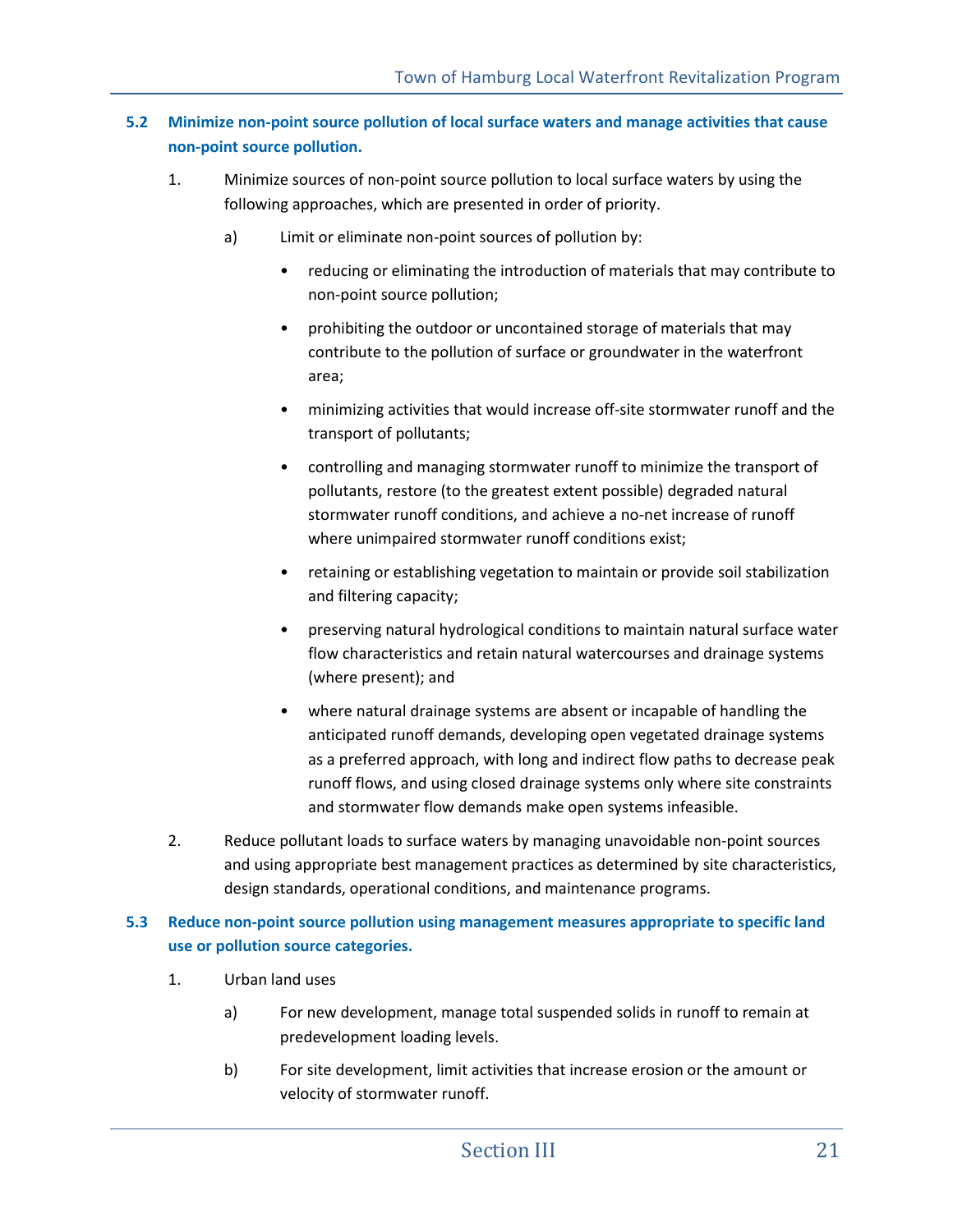### 5.2 Minimize non-point source pollution of local surface waters and manage activities that cause non-point source pollution.

1. Minimize sources of non-point source pollution to local surface waters by using the following approaches, which are presented in order of priority.

   a) Limit or eliminate non-point sources of pollution by:

      - reducing or eliminating the introduction of materials that may contribute to non-point source pollution;
      - prohibiting the outdoor or uncontained storage of materials that may contribute to the pollution of surface or groundwater in the waterfront area;
      - minimizing activities that would increase off-site stormwater runoff and the transport of pollutants;
      - controlling and managing stormwater runoff to minimize the transport of pollutants, restore (to the greatest extent possible) degraded natural stormwater runoff conditions, and achieve a no-net increase of runoff where unimpaired stormwater runoff conditions exist;
      - retaining or establishing vegetation to maintain or provide soil stabilization and filtering capacity;
      - preserving natural hydrological conditions to maintain natural surface water flow characteristics and retain natural watercourses and drainage systems (where present); and
      - where natural drainage systems are absent or incapable of handling the anticipated runoff demands, developing open vegetated drainage systems as a preferred approach, with long and indirect flow paths to decrease peak runoff flows, and using closed drainage systems only where site constraints and stormwater flow demands make open systems infeasible.

2. Reduce pollutant loads to surface waters by managing unavoidable non-point sources and using appropriate best management practices as determined by site characteristics, design standards, operational conditions, and maintenance programs.

### 5.3 Reduce non-point source pollution using management measures appropriate to specific land use or pollution source categories.

1. Urban land uses

   a) For new development, manage total suspended solids in runoff to remain at predevelopment loading levels.

   b) For site development, limit activities that increase erosion or the amount or velocity of stormwater runoff.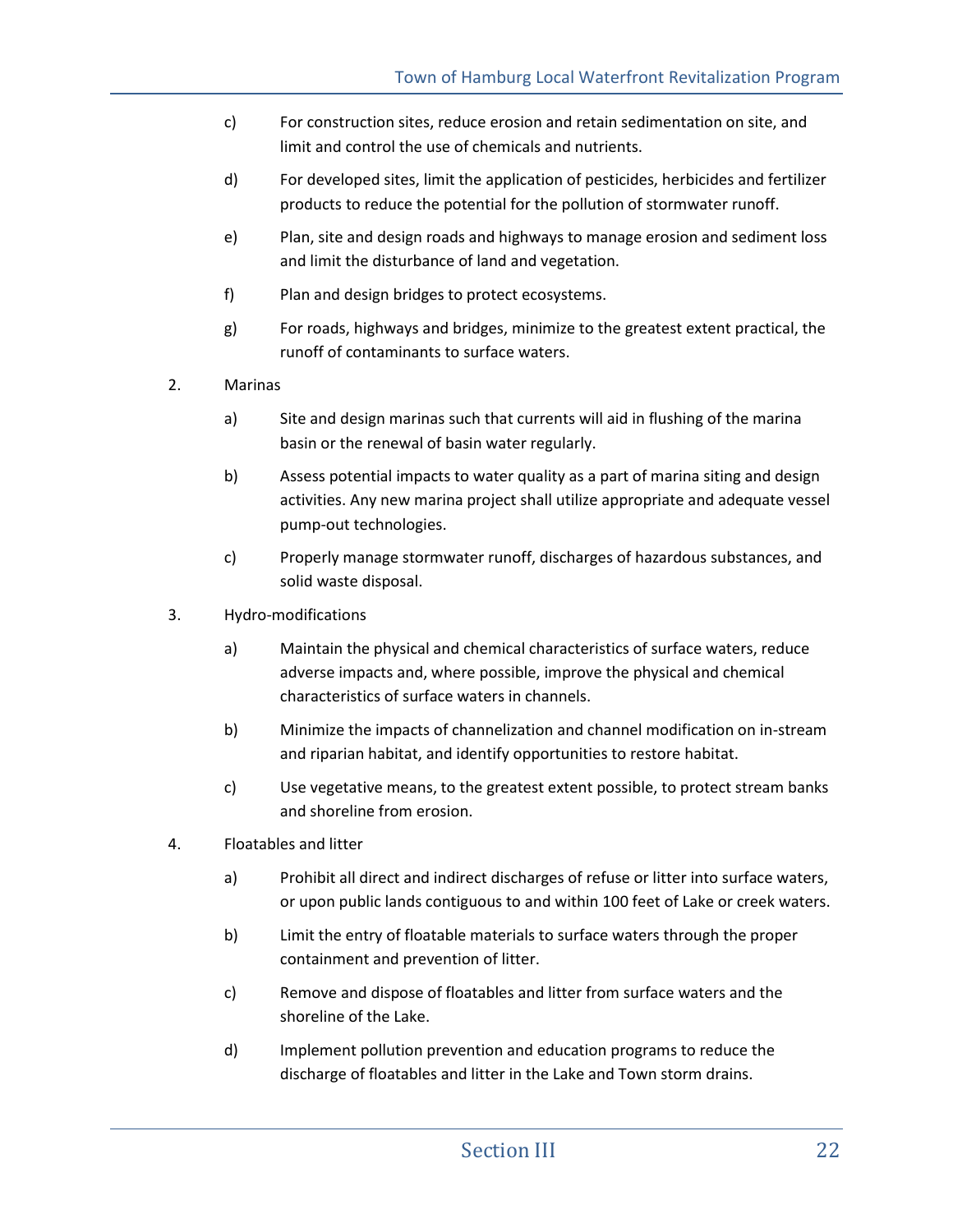c) For construction sites, reduce erosion and retain sedimentation on site, and limit and control the use of chemicals and nutrients.

d) For developed sites, limit the application of pesticides, herbicides and fertilizer products to reduce the potential for the pollution of stormwater runoff.

e) Plan, site and design roads and highways to manage erosion and sediment loss and limit the disturbance of land and vegetation.

f) Plan and design bridges to protect ecosystems.

g) For roads, highways and bridges, minimize to the greatest extent practical, the runoff of contaminants to surface waters.

2. Marinas

   a) Site and design marinas such that currents will aid in flushing of the marina basin or the renewal of basin water regularly.

   b) Assess potential impacts to water quality as a part of marina siting and design activities. Any new marina project shall utilize appropriate and adequate vessel pump-out technologies.

   c) Properly manage stormwater runoff, discharges of hazardous substances, and solid waste disposal.

3. Hydro-modifications

   a) Maintain the physical and chemical characteristics of surface waters, reduce adverse impacts and, where possible, improve the physical and chemical characteristics of surface waters in channels.

   b) Minimize the impacts of channelization and channel modification on in-stream and riparian habitat, and identify opportunities to restore habitat.

   c) Use vegetative means, to the greatest extent possible, to protect stream banks and shoreline from erosion.

4. Floatables and litter

   a) Prohibit all direct and indirect discharges of refuse or litter into surface waters, or upon public lands contiguous to and within 100 feet of Lake or creek waters.

   b) Limit the entry of floatable materials to surface waters through the proper containment and prevention of litter.

   c) Remove and dispose of floatables and litter from surface waters and the shoreline of the Lake.

   d) Implement pollution prevention and education programs to reduce the discharge of floatables and litter in the Lake and Town storm drains.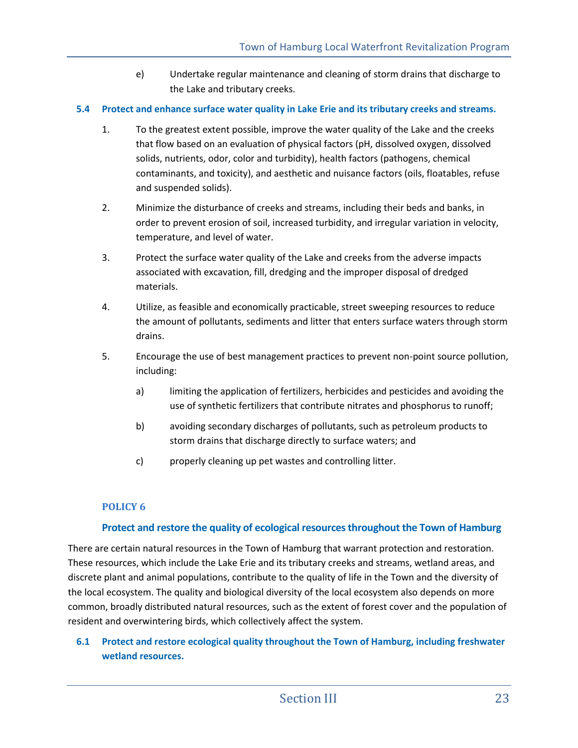e) Undertake regular maintenance and cleaning of storm drains that discharge to the Lake and tributary creeks.

### 5.4 Protect and enhance surface water quality in Lake Erie and its tributary creeks and streams.

1. To the greatest extent possible, improve the water quality of the Lake and the creeks that flow based on an evaluation of physical factors (pH, dissolved oxygen, dissolved solids, nutrients, odor, color and turbidity), health factors (pathogens, chemical contaminants, and toxicity), and aesthetic and nuisance factors (oils, floatables, refuse and suspended solids).

2. Minimize the disturbance of creeks and streams, including their beds and banks, in order to prevent erosion of soil, increased turbidity, and irregular variation in velocity, temperature, and level of water.

3. Protect the surface water quality of the Lake and creeks from the adverse impacts associated with excavation, fill, dredging and the improper disposal of dredged materials.

4. Utilize, as feasible and economically practicable, street sweeping resources to reduce the amount of pollutants, sediments and litter that enters surface waters through storm drains.

5. Encourage the use of best management practices to prevent non-point source pollution, including:

   a) limiting the application of fertilizers, herbicides and pesticides and avoiding the use of synthetic fertilizers that contribute nitrates and phosphorus to runoff;

   b) avoiding secondary discharges of pollutants, such as petroleum products to storm drains that discharge directly to surface waters; and

   c) properly cleaning up pet wastes and controlling litter.

## POLICY 6

### Protect and restore the quality of ecological resources throughout the Town of Hamburg

There are certain natural resources in the Town of Hamburg that warrant protection and restoration. These resources, which include the Lake Erie and its tributary creeks and streams, wetland areas, and discrete plant and animal populations, contribute to the quality of life in the Town and the diversity of the local ecosystem. The quality and biological diversity of the local ecosystem also depends on more common, broadly distributed natural resources, such as the extent of forest cover and the population of resident and overwintering birds, which collectively affect the system.

### 6.1 Protect and restore ecological quality throughout the Town of Hamburg, including freshwater wetland resources.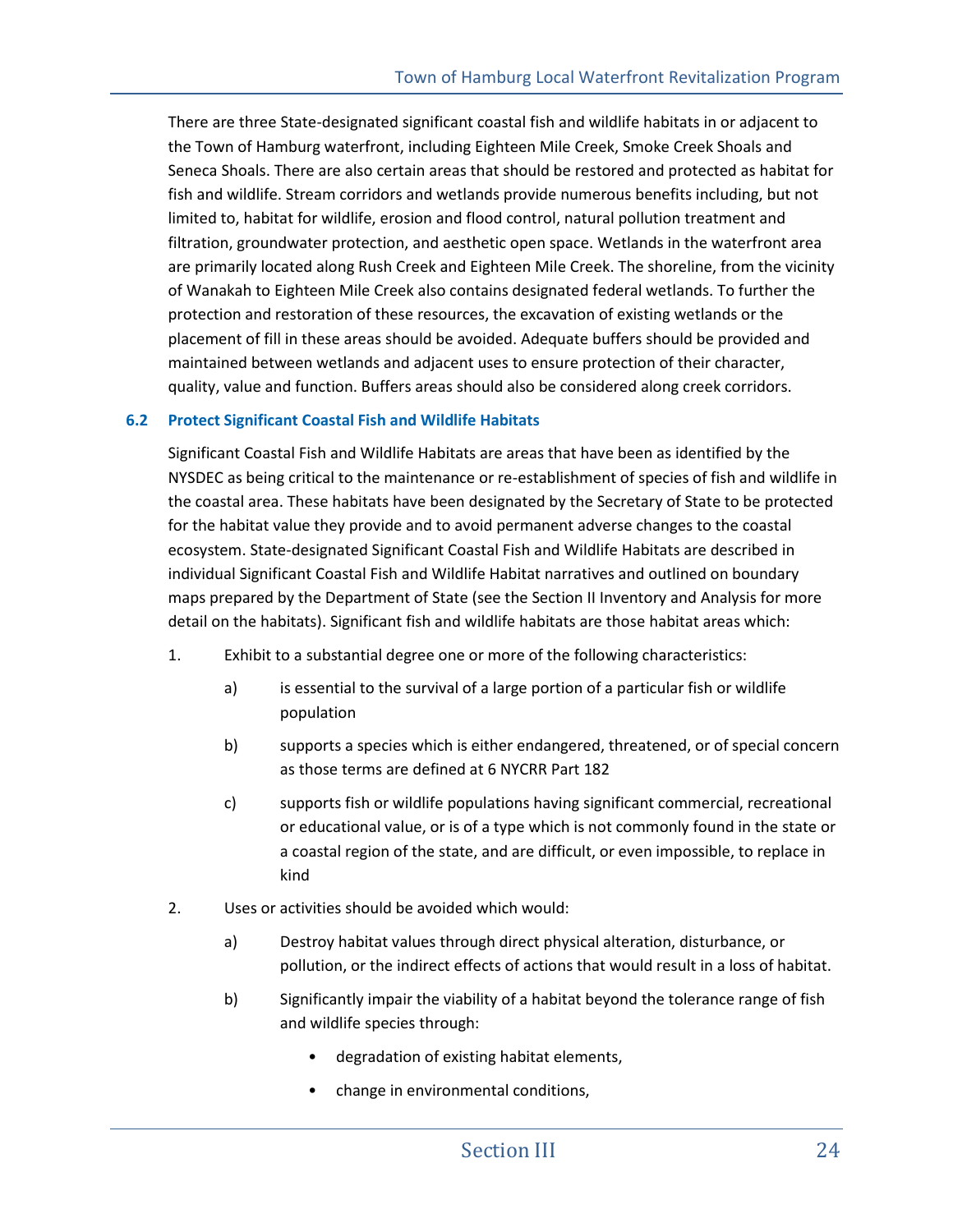There are three State-designated significant coastal fish and wildlife habitats in or adjacent to the Town of Hamburg waterfront, including Eighteen Mile Creek, Smoke Creek Shoals and Seneca Shoals. There are also certain areas that should be restored and protected as habitat for fish and wildlife. Stream corridors and wetlands provide numerous benefits including, but not limited to, habitat for wildlife, erosion and flood control, natural pollution treatment and filtration, groundwater protection, and aesthetic open space. Wetlands in the waterfront area are primarily located along Rush Creek and Eighteen Mile Creek. The shoreline, from the vicinity of Wanakah to Eighteen Mile Creek also contains designated federal wetlands. To further the protection and restoration of these resources, the excavation of existing wetlands or the placement of fill in these areas should be avoided. Adequate buffers should be provided and maintained between wetlands and adjacent uses to ensure protection of their character, quality, value and function. Buffers areas should also be considered along creek corridors.

### 6.2 Protect Significant Coastal Fish and Wildlife Habitats

Significant Coastal Fish and Wildlife Habitats are areas that have been as identified by the NYSDEC as being critical to the maintenance or re-establishment of species of fish and wildlife in the coastal area. These habitats have been designated by the Secretary of State to be protected for the habitat value they provide and to avoid permanent adverse changes to the coastal ecosystem. State-designated Significant Coastal Fish and Wildlife Habitats are described in individual Significant Coastal Fish and Wildlife Habitat narratives and outlined on boundary maps prepared by the Department of State (see the Section II Inventory and Analysis for more detail on the habitats). Significant fish and wildlife habitats are those habitat areas which:

1. Exhibit to a substantial degree one or more of the following characteristics:
   - a) is essential to the survival of a large portion of a particular fish or wildlife population
   - b) supports a species which is either endangered, threatened, or of special concern as those terms are defined at 6 NYCRR Part 182
   - c) supports fish or wildlife populations having significant commercial, recreational or educational value, or is of a type which is not commonly found in the state or a coastal region of the state, and are difficult, or even impossible, to replace in kind
2. Uses or activities should be avoided which would:
   - a) Destroy habitat values through direct physical alteration, disturbance, or pollution, or the indirect effects of actions that would result in a loss of habitat.
   - b) Significantly impair the viability of a habitat beyond the tolerance range of fish and wildlife species through:
     - degradation of existing habitat elements,
     - change in environmental conditions,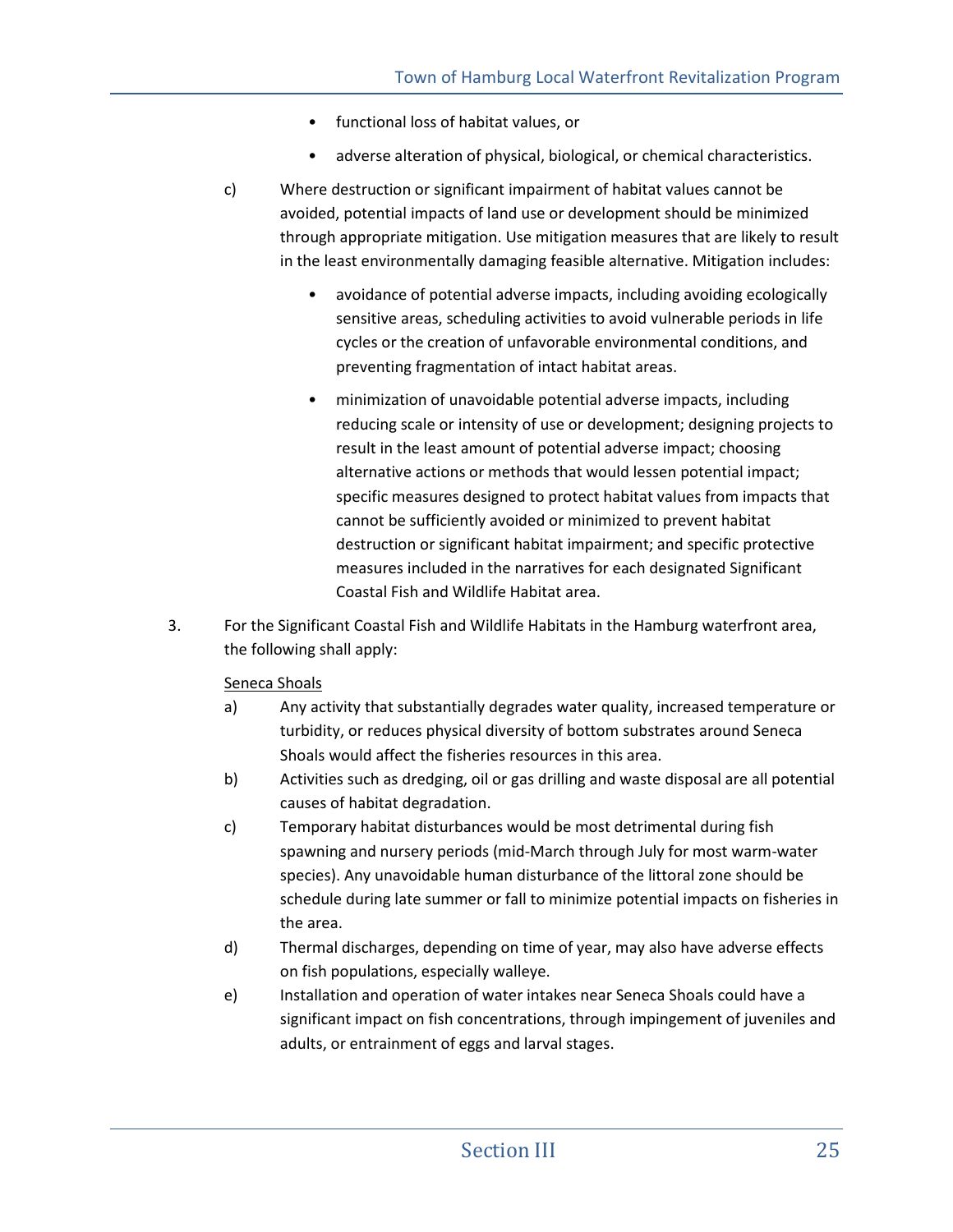- functional loss of habitat values, or
- adverse alteration of physical, biological, or chemical characteristics.

c) Where destruction or significant impairment of habitat values cannot be avoided, potential impacts of land use or development should be minimized through appropriate mitigation. Use mitigation measures that are likely to result in the least environmentally damaging feasible alternative. Mitigation includes:

- avoidance of potential adverse impacts, including avoiding ecologically sensitive areas, scheduling activities to avoid vulnerable periods in life cycles or the creation of unfavorable environmental conditions, and preventing fragmentation of intact habitat areas.
- minimization of unavoidable potential adverse impacts, including reducing scale or intensity of use or development; designing projects to result in the least amount of potential adverse impact; choosing alternative actions or methods that would lessen potential impact; specific measures designed to protect habitat values from impacts that cannot be sufficiently avoided or minimized to prevent habitat destruction or significant habitat impairment; and specific protective measures included in the narratives for each designated Significant Coastal Fish and Wildlife Habitat area.

3. For the Significant Coastal Fish and Wildlife Habitats in the Hamburg waterfront area, the following shall apply:

<u>Seneca Shoals</u>

a) Any activity that substantially degrades water quality, increased temperature or turbidity, or reduces physical diversity of bottom substrates around Seneca Shoals would affect the fisheries resources in this area.

b) Activities such as dredging, oil or gas drilling and waste disposal are all potential causes of habitat degradation.

c) Temporary habitat disturbances would be most detrimental during fish spawning and nursery periods (mid-March through July for most warm-water species). Any unavoidable human disturbance of the littoral zone should be schedule during late summer or fall to minimize potential impacts on fisheries in the area.

d) Thermal discharges, depending on time of year, may also have adverse effects on fish populations, especially walleye.

e) Installation and operation of water intakes near Seneca Shoals could have a significant impact on fish concentrations, through impingement of juveniles and adults, or entrainment of eggs and larval stages.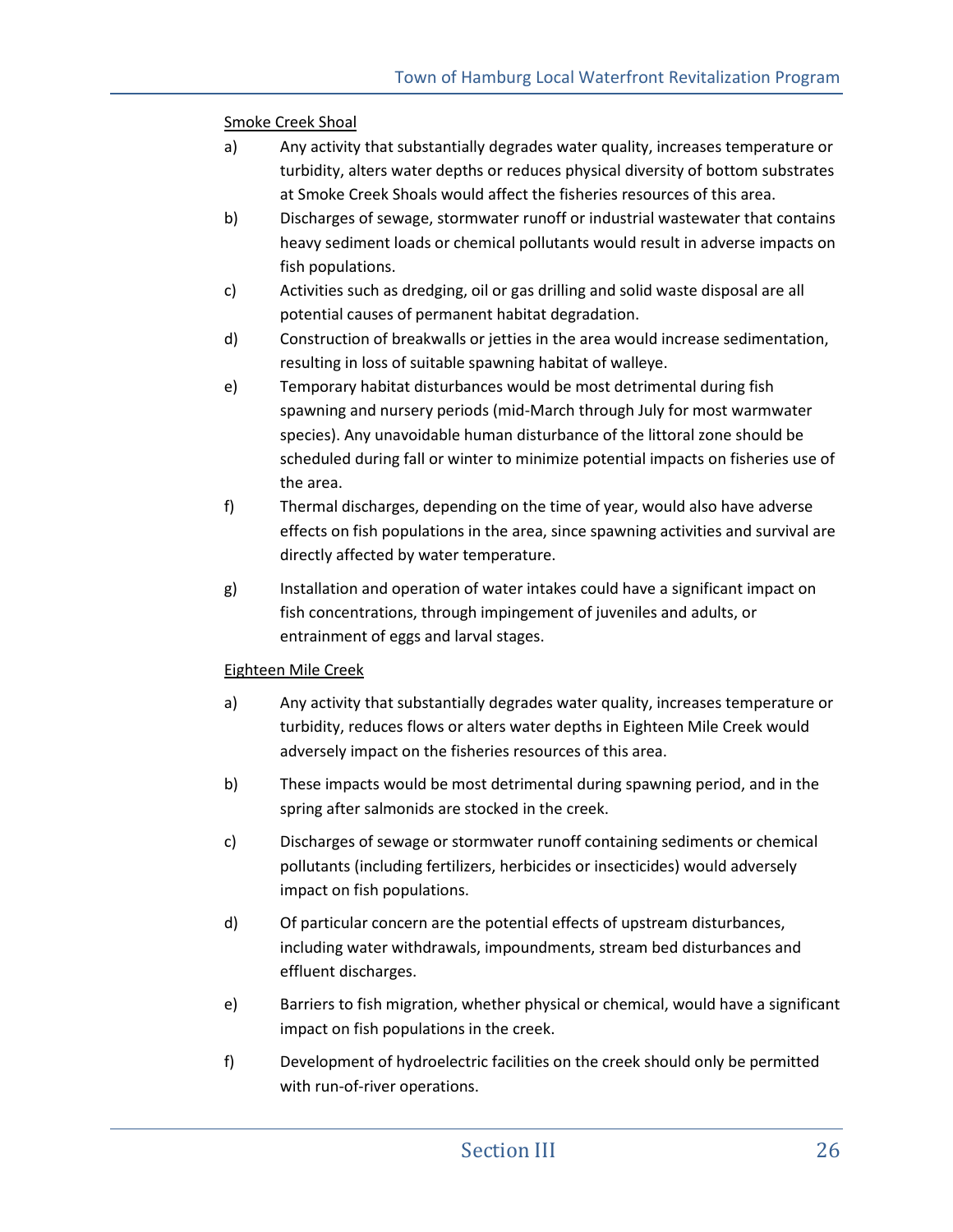Smoke Creek Shoal

a) Any activity that substantially degrades water quality, increases temperature or turbidity, alters water depths or reduces physical diversity of bottom substrates at Smoke Creek Shoals would affect the fisheries resources of this area.

b) Discharges of sewage, stormwater runoff or industrial wastewater that contains heavy sediment loads or chemical pollutants would result in adverse impacts on fish populations.

c) Activities such as dredging, oil or gas drilling and solid waste disposal are all potential causes of permanent habitat degradation.

d) Construction of breakwalls or jetties in the area would increase sedimentation, resulting in loss of suitable spawning habitat of walleye.

e) Temporary habitat disturbances would be most detrimental during fish spawning and nursery periods (mid-March through July for most warmwater species). Any unavoidable human disturbance of the littoral zone should be scheduled during fall or winter to minimize potential impacts on fisheries use of the area.

f) Thermal discharges, depending on the time of year, would also have adverse effects on fish populations in the area, since spawning activities and survival are directly affected by water temperature.

g) Installation and operation of water intakes could have a significant impact on fish concentrations, through impingement of juveniles and adults, or entrainment of eggs and larval stages.

Eighteen Mile Creek

a) Any activity that substantially degrades water quality, increases temperature or turbidity, reduces flows or alters water depths in Eighteen Mile Creek would adversely impact on the fisheries resources of this area.

b) These impacts would be most detrimental during spawning period, and in the spring after salmonids are stocked in the creek.

c) Discharges of sewage or stormwater runoff containing sediments or chemical pollutants (including fertilizers, herbicides or insecticides) would adversely impact on fish populations.

d) Of particular concern are the potential effects of upstream disturbances, including water withdrawals, impoundments, stream bed disturbances and effluent discharges.

e) Barriers to fish migration, whether physical or chemical, would have a significant impact on fish populations in the creek.

f) Development of hydroelectric facilities on the creek should only be permitted with run-of-river operations.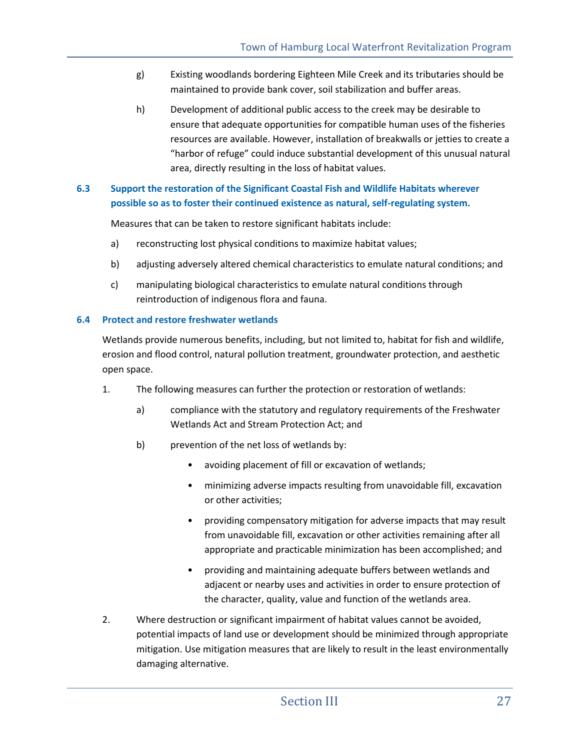g) Existing woodlands bordering Eighteen Mile Creek and its tributaries should be maintained to provide bank cover, soil stabilization and buffer areas.

h) Development of additional public access to the creek may be desirable to ensure that adequate opportunities for compatible human uses of the fisheries resources are available. However, installation of breakwalls or jetties to create a "harbor of refuge" could induce substantial development of this unusual natural area, directly resulting in the loss of habitat values.

### 6.3 Support the restoration of the Significant Coastal Fish and Wildlife Habitats wherever possible so as to foster their continued existence as natural, self-regulating system.

Measures that can be taken to restore significant habitats include:

a) reconstructing lost physical conditions to maximize habitat values;

b) adjusting adversely altered chemical characteristics to emulate natural conditions; and

c) manipulating biological characteristics to emulate natural conditions through reintroduction of indigenous flora and fauna.

### 6.4 Protect and restore freshwater wetlands

Wetlands provide numerous benefits, including, but not limited to, habitat for fish and wildlife, erosion and flood control, natural pollution treatment, groundwater protection, and aesthetic open space.

1. The following measures can further the protection or restoration of wetlands:

   a) compliance with the statutory and regulatory requirements of the Freshwater Wetlands Act and Stream Protection Act; and

   b) prevention of the net loss of wetlands by:

      - avoiding placement of fill or excavation of wetlands;
      - minimizing adverse impacts resulting from unavoidable fill, excavation or other activities;
      - providing compensatory mitigation for adverse impacts that may result from unavoidable fill, excavation or other activities remaining after all appropriate and practicable minimization has been accomplished; and
      - providing and maintaining adequate buffers between wetlands and adjacent or nearby uses and activities in order to ensure protection of the character, quality, value and function of the wetlands area.

2. Where destruction or significant impairment of habitat values cannot be avoided, potential impacts of land use or development should be minimized through appropriate mitigation. Use mitigation measures that are likely to result in the least environmentally damaging alternative.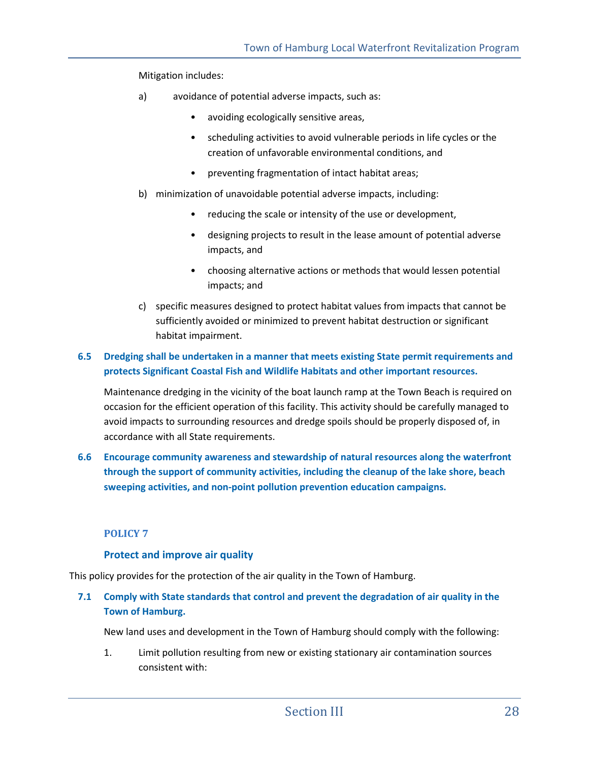Mitigation includes:

a) avoidance of potential adverse impacts, such as:

- avoiding ecologically sensitive areas,
- scheduling activities to avoid vulnerable periods in life cycles or the creation of unfavorable environmental conditions, and
- preventing fragmentation of intact habitat areas;

b) minimization of unavoidable potential adverse impacts, including:

- reducing the scale or intensity of the use or development,
- designing projects to result in the lease amount of potential adverse impacts, and
- choosing alternative actions or methods that would lessen potential impacts; and

c) specific measures designed to protect habitat values from impacts that cannot be sufficiently avoided or minimized to prevent habitat destruction or significant habitat impairment.

**6.5 Dredging shall be undertaken in a manner that meets existing State permit requirements and protects Significant Coastal Fish and Wildlife Habitats and other important resources.**

Maintenance dredging in the vicinity of the boat launch ramp at the Town Beach is required on occasion for the efficient operation of this facility. This activity should be carefully managed to avoid impacts to surrounding resources and dredge spoils should be properly disposed of, in accordance with all State requirements.

**6.6 Encourage community awareness and stewardship of natural resources along the waterfront through the support of community activities, including the cleanup of the lake shore, beach sweeping activities, and non-point pollution prevention education campaigns.**

### POLICY 7

### Protect and improve air quality

This policy provides for the protection of the air quality in the Town of Hamburg.

**7.1 Comply with State standards that control and prevent the degradation of air quality in the Town of Hamburg.**

New land uses and development in the Town of Hamburg should comply with the following:

1. Limit pollution resulting from new or existing stationary air contamination sources consistent with: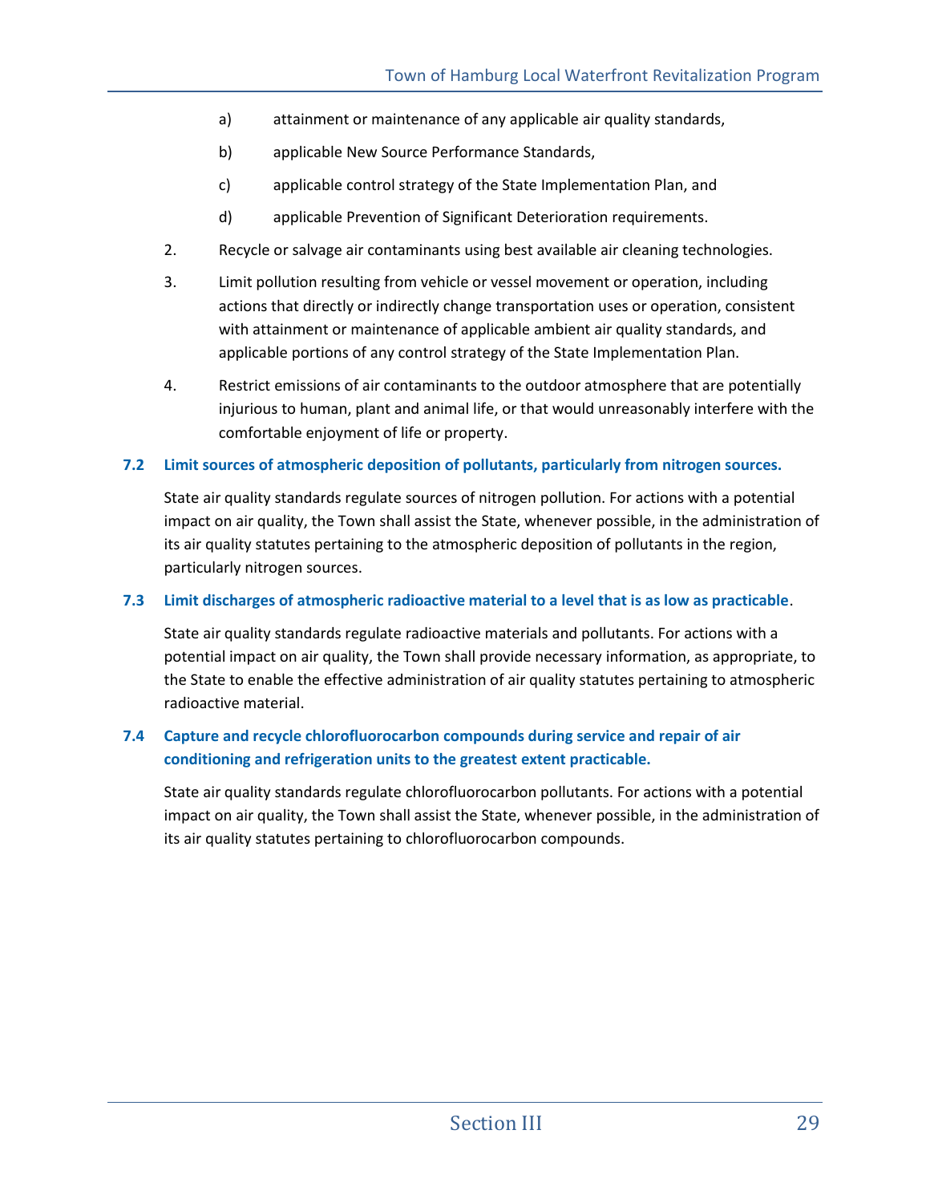a) attainment or maintenance of any applicable air quality standards,

b) applicable New Source Performance Standards,

c) applicable control strategy of the State Implementation Plan, and

d) applicable Prevention of Significant Deterioration requirements.

2. Recycle or salvage air contaminants using best available air cleaning technologies.

3. Limit pollution resulting from vehicle or vessel movement or operation, including actions that directly or indirectly change transportation uses or operation, consistent with attainment or maintenance of applicable ambient air quality standards, and applicable portions of any control strategy of the State Implementation Plan.

4. Restrict emissions of air contaminants to the outdoor atmosphere that are potentially injurious to human, plant and animal life, or that would unreasonably interfere with the comfortable enjoyment of life or property.

### 7.2 Limit sources of atmospheric deposition of pollutants, particularly from nitrogen sources.

State air quality standards regulate sources of nitrogen pollution. For actions with a potential impact on air quality, the Town shall assist the State, whenever possible, in the administration of its air quality statutes pertaining to the atmospheric deposition of pollutants in the region, particularly nitrogen sources.

### 7.3 Limit discharges of atmospheric radioactive material to a level that is as low as practicable.

State air quality standards regulate radioactive materials and pollutants. For actions with a potential impact on air quality, the Town shall provide necessary information, as appropriate, to the State to enable the effective administration of air quality statutes pertaining to atmospheric radioactive material.

### 7.4 Capture and recycle chlorofluorocarbon compounds during service and repair of air conditioning and refrigeration units to the greatest extent practicable.

State air quality standards regulate chlorofluorocarbon pollutants. For actions with a potential impact on air quality, the Town shall assist the State, whenever possible, in the administration of its air quality statutes pertaining to chlorofluorocarbon compounds.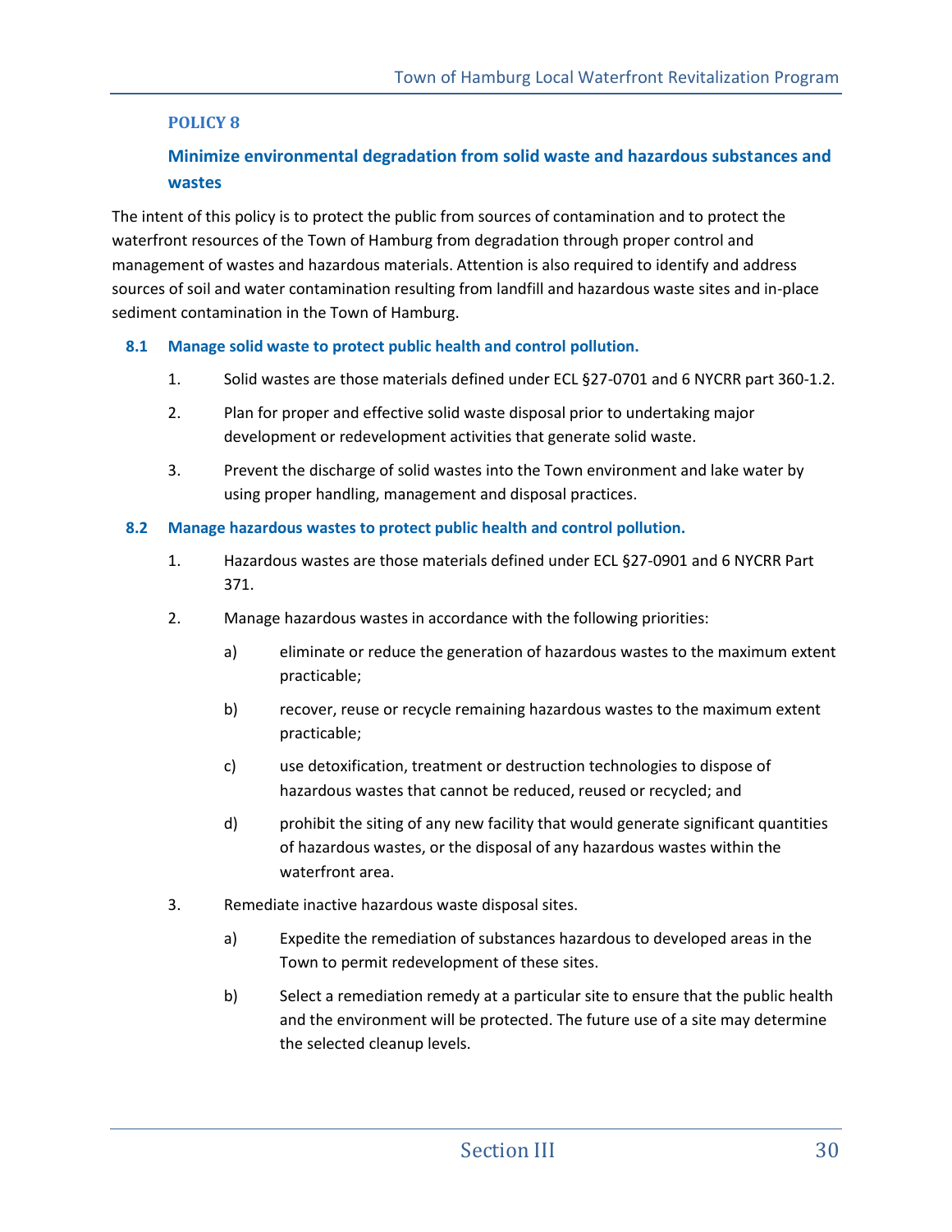## POLICY 8

### Minimize environmental degradation from solid waste and hazardous substances and wastes

The intent of this policy is to protect the public from sources of contamination and to protect the waterfront resources of the Town of Hamburg from degradation through proper control and management of wastes and hazardous materials. Attention is also required to identify and address sources of soil and water contamination resulting from landfill and hazardous waste sites and in-place sediment contamination in the Town of Hamburg.

**8.1 Manage solid waste to protect public health and control pollution.**

1. Solid wastes are those materials defined under ECL §27-0701 and 6 NYCRR part 360-1.2.
2. Plan for proper and effective solid waste disposal prior to undertaking major development or redevelopment activities that generate solid waste.
3. Prevent the discharge of solid wastes into the Town environment and lake water by using proper handling, management and disposal practices.

**8.2 Manage hazardous wastes to protect public health and control pollution.**

1. Hazardous wastes are those materials defined under ECL §27-0901 and 6 NYCRR Part 371.
2. Manage hazardous wastes in accordance with the following priorities:
   a) eliminate or reduce the generation of hazardous wastes to the maximum extent practicable;
   b) recover, reuse or recycle remaining hazardous wastes to the maximum extent practicable;
   c) use detoxification, treatment or destruction technologies to dispose of hazardous wastes that cannot be reduced, reused or recycled; and
   d) prohibit the siting of any new facility that would generate significant quantities of hazardous wastes, or the disposal of any hazardous wastes within the waterfront area.
3. Remediate inactive hazardous waste disposal sites.
   a) Expedite the remediation of substances hazardous to developed areas in the Town to permit redevelopment of these sites.
   b) Select a remediation remedy at a particular site to ensure that the public health and the environment will be protected. The future use of a site may determine the selected cleanup levels.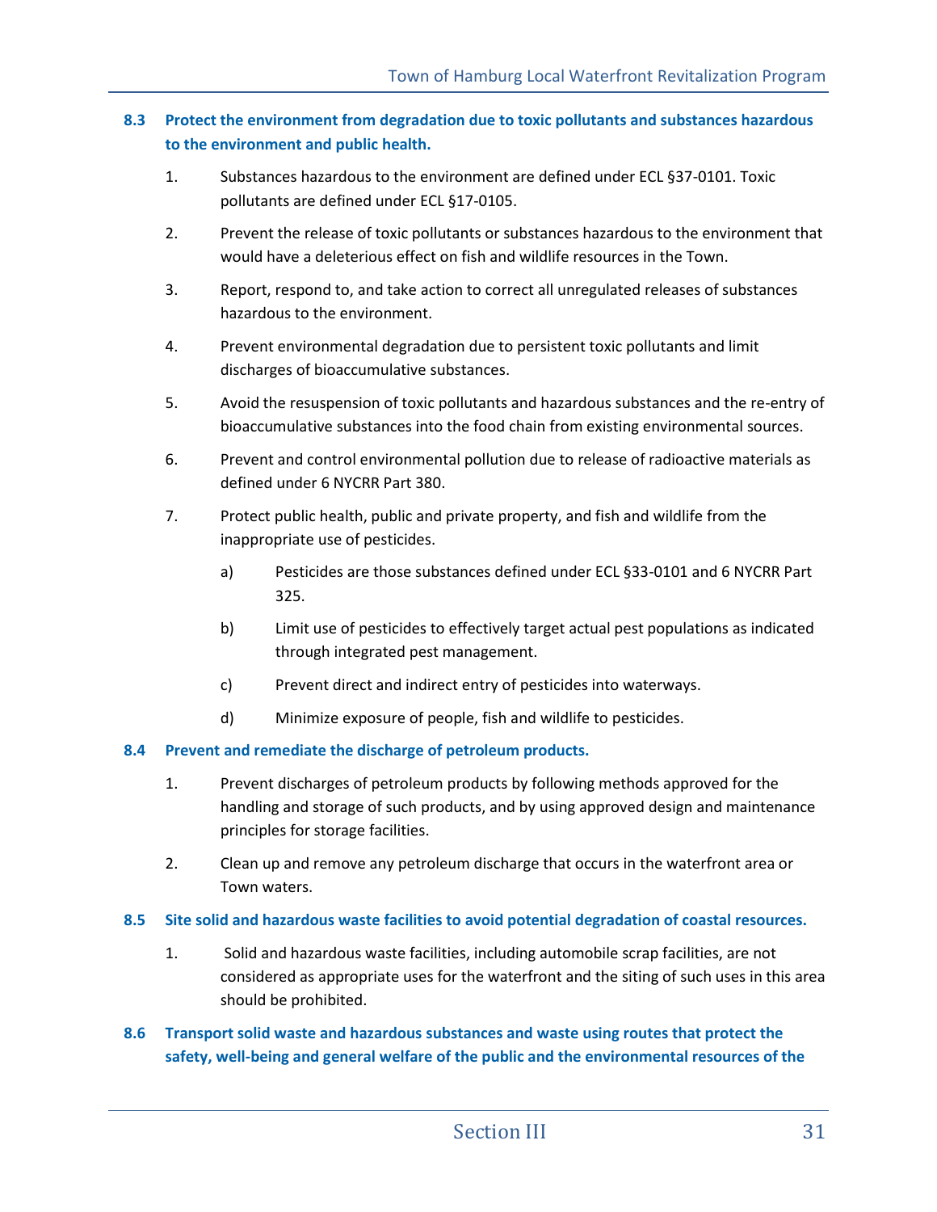### 8.3 Protect the environment from degradation due to toxic pollutants and substances hazardous to the environment and public health.

1. Substances hazardous to the environment are defined under ECL §37-0101. Toxic pollutants are defined under ECL §17-0105.
2. Prevent the release of toxic pollutants or substances hazardous to the environment that would have a deleterious effect on fish and wildlife resources in the Town.
3. Report, respond to, and take action to correct all unregulated releases of substances hazardous to the environment.
4. Prevent environmental degradation due to persistent toxic pollutants and limit discharges of bioaccumulative substances.
5. Avoid the resuspension of toxic pollutants and hazardous substances and the re-entry of bioaccumulative substances into the food chain from existing environmental sources.
6. Prevent and control environmental pollution due to release of radioactive materials as defined under 6 NYCRR Part 380.
7. Protect public health, public and private property, and fish and wildlife from the inappropriate use of pesticides.
   a) Pesticides are those substances defined under ECL §33-0101 and 6 NYCRR Part 325.
   b) Limit use of pesticides to effectively target actual pest populations as indicated through integrated pest management.
   c) Prevent direct and indirect entry of pesticides into waterways.
   d) Minimize exposure of people, fish and wildlife to pesticides.

### 8.4 Prevent and remediate the discharge of petroleum products.

1. Prevent discharges of petroleum products by following methods approved for the handling and storage of such products, and by using approved design and maintenance principles for storage facilities.
2. Clean up and remove any petroleum discharge that occurs in the waterfront area or Town waters.

### 8.5 Site solid and hazardous waste facilities to avoid potential degradation of coastal resources.

1. Solid and hazardous waste facilities, including automobile scrap facilities, are not considered as appropriate uses for the waterfront and the siting of such uses in this area should be prohibited.

### 8.6 Transport solid waste and hazardous substances and waste using routes that protect the safety, well-being and general welfare of the public and the environmental resources of the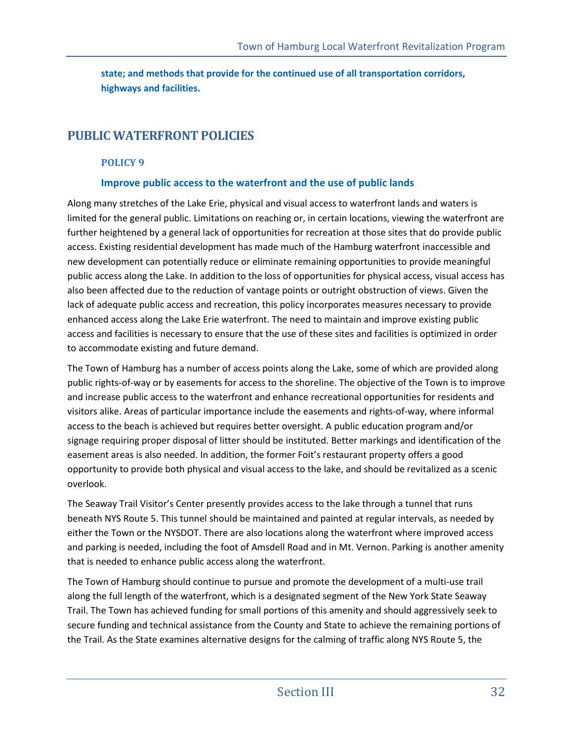**state; and methods that provide for the continued use of all transportation corridors, highways and facilities.**

## PUBLIC WATERFRONT POLICIES

### POLICY 9

### Improve public access to the waterfront and the use of public lands

Along many stretches of the Lake Erie, physical and visual access to waterfront lands and waters is limited for the general public. Limitations on reaching or, in certain locations, viewing the waterfront are further heightened by a general lack of opportunities for recreation at those sites that do provide public access. Existing residential development has made much of the Hamburg waterfront inaccessible and new development can potentially reduce or eliminate remaining opportunities to provide meaningful public access along the Lake. In addition to the loss of opportunities for physical access, visual access has also been affected due to the reduction of vantage points or outright obstruction of views. Given the lack of adequate public access and recreation, this policy incorporates measures necessary to provide enhanced access along the Lake Erie waterfront. The need to maintain and improve existing public access and facilities is necessary to ensure that the use of these sites and facilities is optimized in order to accommodate existing and future demand.

The Town of Hamburg has a number of access points along the Lake, some of which are provided along public rights-of-way or by easements for access to the shoreline. The objective of the Town is to improve and increase public access to the waterfront and enhance recreational opportunities for residents and visitors alike. Areas of particular importance include the easements and rights-of-way, where informal access to the beach is achieved but requires better oversight. A public education program and/or signage requiring proper disposal of litter should be instituted. Better markings and identification of the easement areas is also needed. In addition, the former Foit's restaurant property offers a good opportunity to provide both physical and visual access to the lake, and should be revitalized as a scenic overlook.

The Seaway Trail Visitor's Center presently provides access to the lake through a tunnel that runs beneath NYS Route 5. This tunnel should be maintained and painted at regular intervals, as needed by either the Town or the NYSDOT. There are also locations along the waterfront where improved access and parking is needed, including the foot of Amsdell Road and in Mt. Vernon. Parking is another amenity that is needed to enhance public access along the waterfront.

The Town of Hamburg should continue to pursue and promote the development of a multi-use trail along the full length of the waterfront, which is a designated segment of the New York State Seaway Trail. The Town has achieved funding for small portions of this amenity and should aggressively seek to secure funding and technical assistance from the County and State to achieve the remaining portions of the Trail. As the State examines alternative designs for the calming of traffic along NYS Route 5, the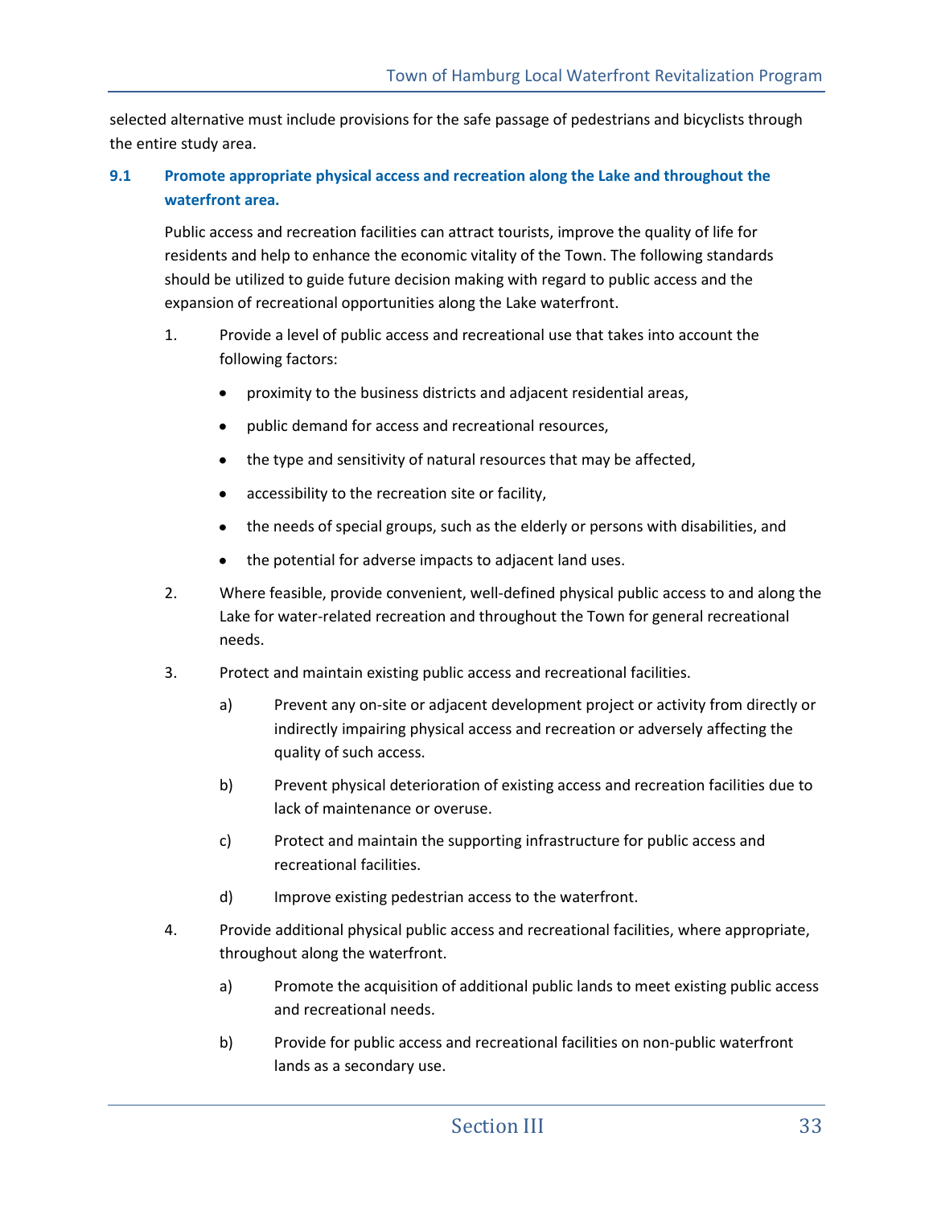selected alternative must include provisions for the safe passage of pedestrians and bicyclists through the entire study area.

### 9.1 Promote appropriate physical access and recreation along the Lake and throughout the waterfront area.

Public access and recreation facilities can attract tourists, improve the quality of life for residents and help to enhance the economic vitality of the Town. The following standards should be utilized to guide future decision making with regard to public access and the expansion of recreational opportunities along the Lake waterfront.

1. Provide a level of public access and recreational use that takes into account the following factors:
   - proximity to the business districts and adjacent residential areas,
   - public demand for access and recreational resources,
   - the type and sensitivity of natural resources that may be affected,
   - accessibility to the recreation site or facility,
   - the needs of special groups, such as the elderly or persons with disabilities, and
   - the potential for adverse impacts to adjacent land uses.
2. Where feasible, provide convenient, well-defined physical public access to and along the Lake for water-related recreation and throughout the Town for general recreational needs.
3. Protect and maintain existing public access and recreational facilities.
   a) Prevent any on-site or adjacent development project or activity from directly or indirectly impairing physical access and recreation or adversely affecting the quality of such access.
   b) Prevent physical deterioration of existing access and recreation facilities due to lack of maintenance or overuse.
   c) Protect and maintain the supporting infrastructure for public access and recreational facilities.
   d) Improve existing pedestrian access to the waterfront.
4. Provide additional physical public access and recreational facilities, where appropriate, throughout along the waterfront.
   a) Promote the acquisition of additional public lands to meet existing public access and recreational needs.
   b) Provide for public access and recreational facilities on non-public waterfront lands as a secondary use.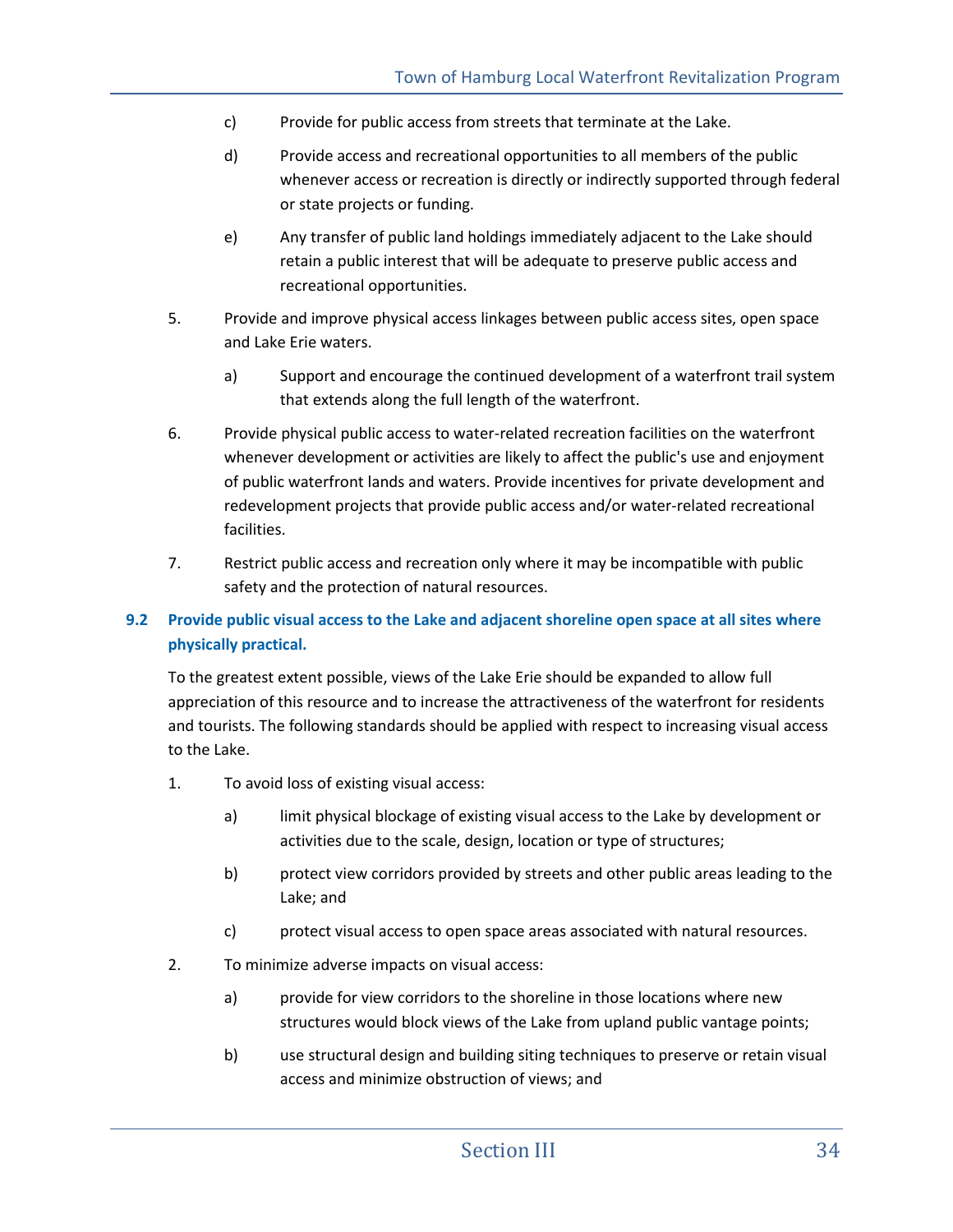c) Provide for public access from streets that terminate at the Lake.

d) Provide access and recreational opportunities to all members of the public whenever access or recreation is directly or indirectly supported through federal or state projects or funding.

e) Any transfer of public land holdings immediately adjacent to the Lake should retain a public interest that will be adequate to preserve public access and recreational opportunities.

5. Provide and improve physical access linkages between public access sites, open space and Lake Erie waters.

   a) Support and encourage the continued development of a waterfront trail system that extends along the full length of the waterfront.

6. Provide physical public access to water-related recreation facilities on the waterfront whenever development or activities are likely to affect the public's use and enjoyment of public waterfront lands and waters. Provide incentives for private development and redevelopment projects that provide public access and/or water-related recreational facilities.

7. Restrict public access and recreation only where it may be incompatible with public safety and the protection of natural resources.

### 9.2 Provide public visual access to the Lake and adjacent shoreline open space at all sites where physically practical.

To the greatest extent possible, views of the Lake Erie should be expanded to allow full appreciation of this resource and to increase the attractiveness of the waterfront for residents and tourists. The following standards should be applied with respect to increasing visual access to the Lake.

1. To avoid loss of existing visual access:

   a) limit physical blockage of existing visual access to the Lake by development or activities due to the scale, design, location or type of structures;

   b) protect view corridors provided by streets and other public areas leading to the Lake; and

   c) protect visual access to open space areas associated with natural resources.

2. To minimize adverse impacts on visual access:

   a) provide for view corridors to the shoreline in those locations where new structures would block views of the Lake from upland public vantage points;

   b) use structural design and building siting techniques to preserve or retain visual access and minimize obstruction of views; and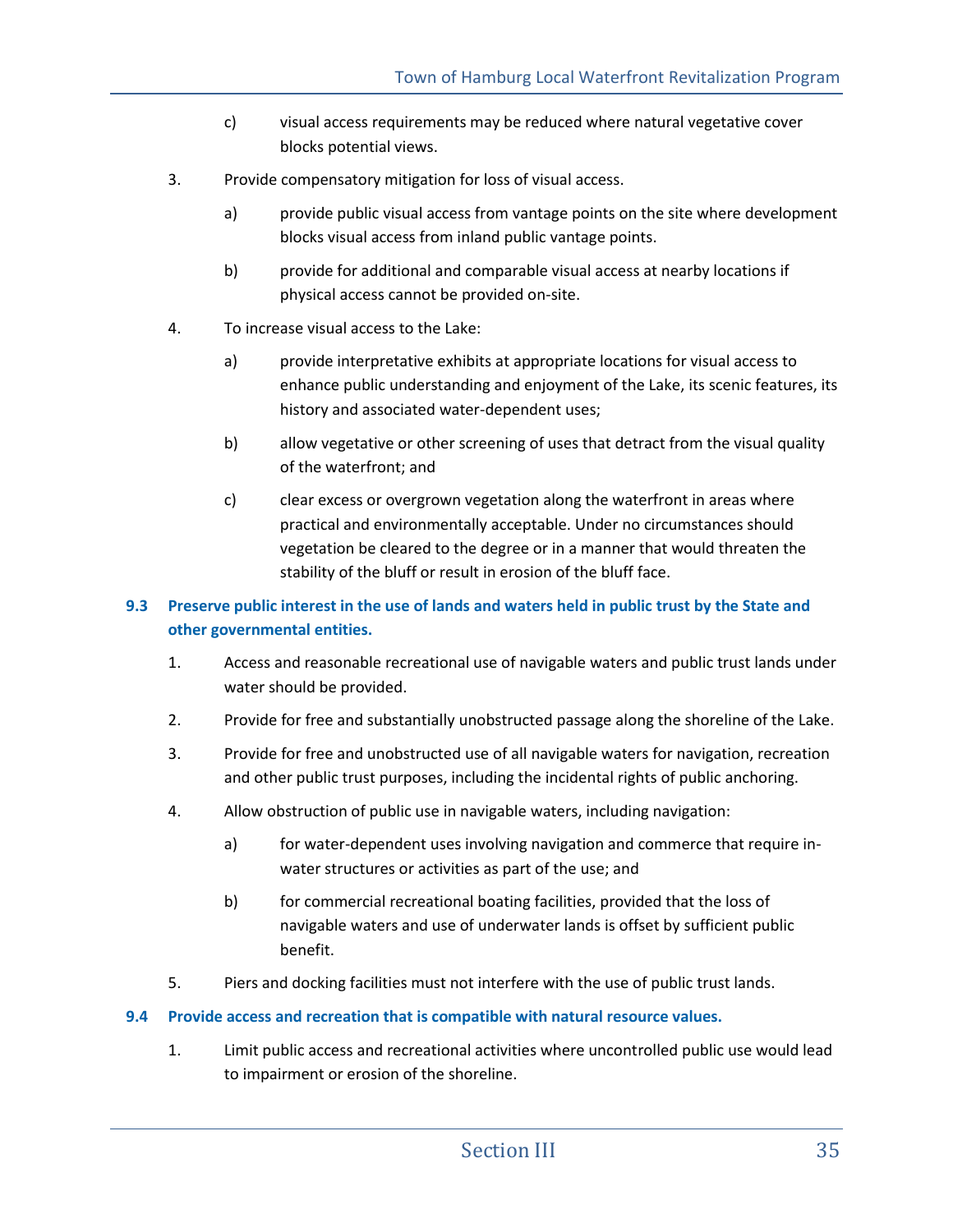c) visual access requirements may be reduced where natural vegetative cover blocks potential views.

3. Provide compensatory mitigation for loss of visual access.

   a) provide public visual access from vantage points on the site where development blocks visual access from inland public vantage points.

   b) provide for additional and comparable visual access at nearby locations if physical access cannot be provided on-site.

4. To increase visual access to the Lake:

   a) provide interpretative exhibits at appropriate locations for visual access to enhance public understanding and enjoyment of the Lake, its scenic features, its history and associated water-dependent uses;

   b) allow vegetative or other screening of uses that detract from the visual quality of the waterfront; and

   c) clear excess or overgrown vegetation along the waterfront in areas where practical and environmentally acceptable. Under no circumstances should vegetation be cleared to the degree or in a manner that would threaten the stability of the bluff or result in erosion of the bluff face.

### 9.3 Preserve public interest in the use of lands and waters held in public trust by the State and other governmental entities.

1. Access and reasonable recreational use of navigable waters and public trust lands under water should be provided.

2. Provide for free and substantially unobstructed passage along the shoreline of the Lake.

3. Provide for free and unobstructed use of all navigable waters for navigation, recreation and other public trust purposes, including the incidental rights of public anchoring.

4. Allow obstruction of public use in navigable waters, including navigation:

   a) for water-dependent uses involving navigation and commerce that require in-water structures or activities as part of the use; and

   b) for commercial recreational boating facilities, provided that the loss of navigable waters and use of underwater lands is offset by sufficient public benefit.

5. Piers and docking facilities must not interfere with the use of public trust lands.

### 9.4 Provide access and recreation that is compatible with natural resource values.

1. Limit public access and recreational activities where uncontrolled public use would lead to impairment or erosion of the shoreline.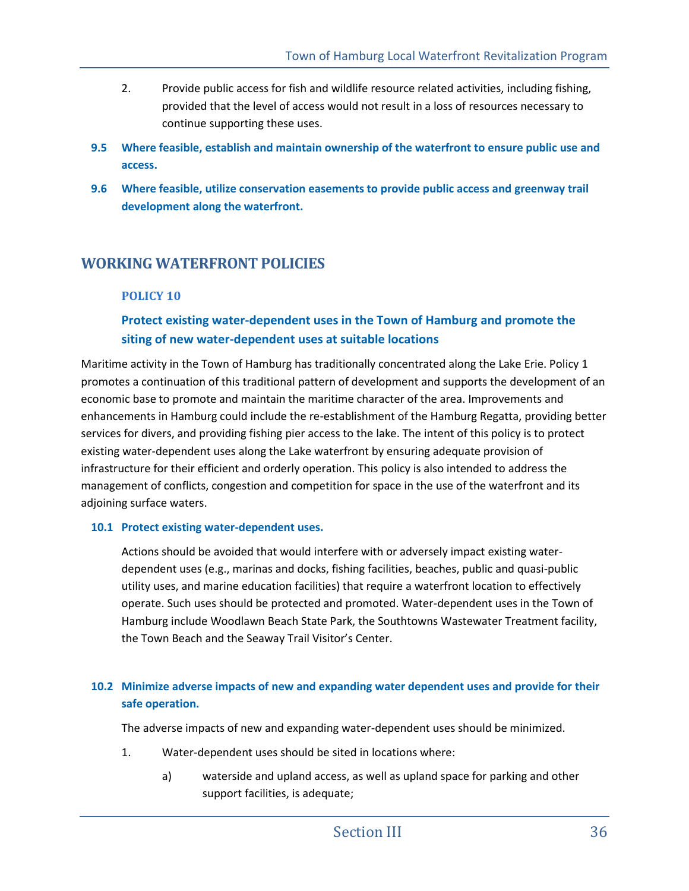2. Provide public access for fish and wildlife resource related activities, including fishing, provided that the level of access would not result in a loss of resources necessary to continue supporting these uses.

**9.5 Where feasible, establish and maintain ownership of the waterfront to ensure public use and access.**

**9.6 Where feasible, utilize conservation easements to provide public access and greenway trail development along the waterfront.**

## WORKING WATERFRONT POLICIES

### POLICY 10

### Protect existing water-dependent uses in the Town of Hamburg and promote the siting of new water-dependent uses at suitable locations

Maritime activity in the Town of Hamburg has traditionally concentrated along the Lake Erie. Policy 1 promotes a continuation of this traditional pattern of development and supports the development of an economic base to promote and maintain the maritime character of the area. Improvements and enhancements in Hamburg could include the re-establishment of the Hamburg Regatta, providing better services for divers, and providing fishing pier access to the lake. The intent of this policy is to protect existing water-dependent uses along the Lake waterfront by ensuring adequate provision of infrastructure for their efficient and orderly operation. This policy is also intended to address the management of conflicts, congestion and competition for space in the use of the waterfront and its adjoining surface waters.

**10.1 Protect existing water-dependent uses.**

Actions should be avoided that would interfere with or adversely impact existing water-dependent uses (e.g., marinas and docks, fishing facilities, beaches, public and quasi-public utility uses, and marine education facilities) that require a waterfront location to effectively operate. Such uses should be protected and promoted. Water-dependent uses in the Town of Hamburg include Woodlawn Beach State Park, the Southtowns Wastewater Treatment facility, the Town Beach and the Seaway Trail Visitor's Center.

**10.2 Minimize adverse impacts of new and expanding water dependent uses and provide for their safe operation.**

The adverse impacts of new and expanding water-dependent uses should be minimized.

1. Water-dependent uses should be sited in locations where:

   a) waterside and upland access, as well as upland space for parking and other support facilities, is adequate;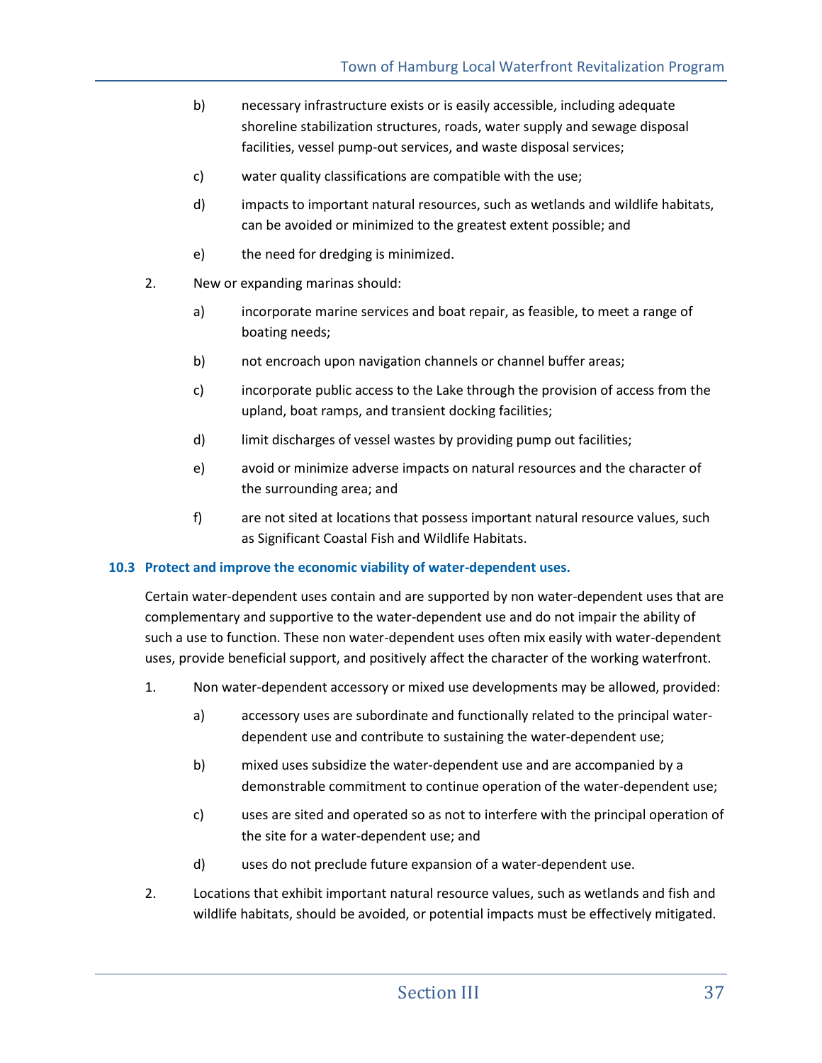b) necessary infrastructure exists or is easily accessible, including adequate shoreline stabilization structures, roads, water supply and sewage disposal facilities, vessel pump-out services, and waste disposal services;

c) water quality classifications are compatible with the use;

d) impacts to important natural resources, such as wetlands and wildlife habitats, can be avoided or minimized to the greatest extent possible; and

e) the need for dredging is minimized.

2. New or expanding marinas should:

   a) incorporate marine services and boat repair, as feasible, to meet a range of boating needs;

   b) not encroach upon navigation channels or channel buffer areas;

   c) incorporate public access to the Lake through the provision of access from the upland, boat ramps, and transient docking facilities;

   d) limit discharges of vessel wastes by providing pump out facilities;

   e) avoid or minimize adverse impacts on natural resources and the character of the surrounding area; and

   f) are not sited at locations that possess important natural resource values, such as Significant Coastal Fish and Wildlife Habitats.

#### 10.3 Protect and improve the economic viability of water-dependent uses.

Certain water-dependent uses contain and are supported by non water-dependent uses that are complementary and supportive to the water-dependent use and do not impair the ability of such a use to function. These non water-dependent uses often mix easily with water-dependent uses, provide beneficial support, and positively affect the character of the working waterfront.

1. Non water-dependent accessory or mixed use developments may be allowed, provided:

   a) accessory uses are subordinate and functionally related to the principal water-dependent use and contribute to sustaining the water-dependent use;

   b) mixed uses subsidize the water-dependent use and are accompanied by a demonstrable commitment to continue operation of the water-dependent use;

   c) uses are sited and operated so as not to interfere with the principal operation of the site for a water-dependent use; and

   d) uses do not preclude future expansion of a water-dependent use.

2. Locations that exhibit important natural resource values, such as wetlands and fish and wildlife habitats, should be avoided, or potential impacts must be effectively mitigated.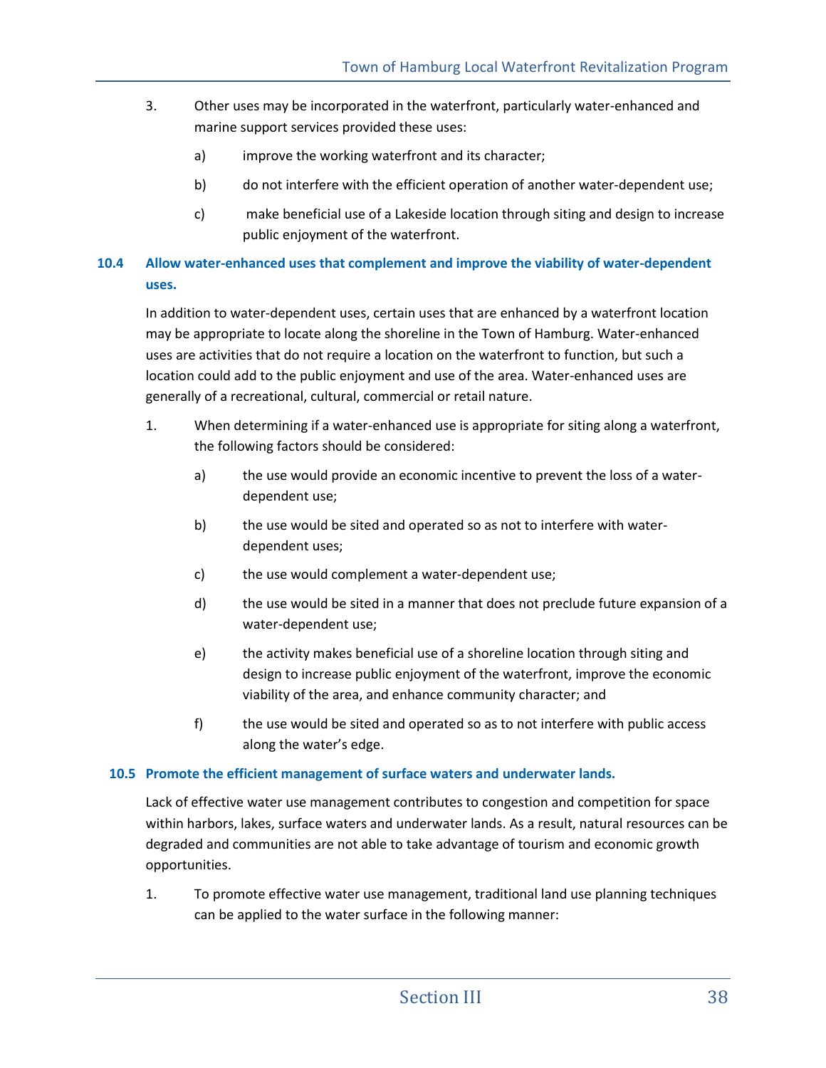3. Other uses may be incorporated in the waterfront, particularly water-enhanced and marine support services provided these uses:

   a) improve the working waterfront and its character;

   b) do not interfere with the efficient operation of another water-dependent use;

   c) make beneficial use of a Lakeside location through siting and design to increase public enjoyment of the waterfront.

### 10.4 Allow water-enhanced uses that complement and improve the viability of water-dependent uses.

In addition to water-dependent uses, certain uses that are enhanced by a waterfront location may be appropriate to locate along the shoreline in the Town of Hamburg. Water-enhanced uses are activities that do not require a location on the waterfront to function, but such a location could add to the public enjoyment and use of the area. Water-enhanced uses are generally of a recreational, cultural, commercial or retail nature.

1. When determining if a water-enhanced use is appropriate for siting along a waterfront, the following factors should be considered:

   a) the use would provide an economic incentive to prevent the loss of a water-dependent use;

   b) the use would be sited and operated so as not to interfere with water-dependent uses;

   c) the use would complement a water-dependent use;

   d) the use would be sited in a manner that does not preclude future expansion of a water-dependent use;

   e) the activity makes beneficial use of a shoreline location through siting and design to increase public enjoyment of the waterfront, improve the economic viability of the area, and enhance community character; and

   f) the use would be sited and operated so as to not interfere with public access along the water's edge.

### 10.5 Promote the efficient management of surface waters and underwater lands.

Lack of effective water use management contributes to congestion and competition for space within harbors, lakes, surface waters and underwater lands. As a result, natural resources can be degraded and communities are not able to take advantage of tourism and economic growth opportunities.

1. To promote effective water use management, traditional land use planning techniques can be applied to the water surface in the following manner: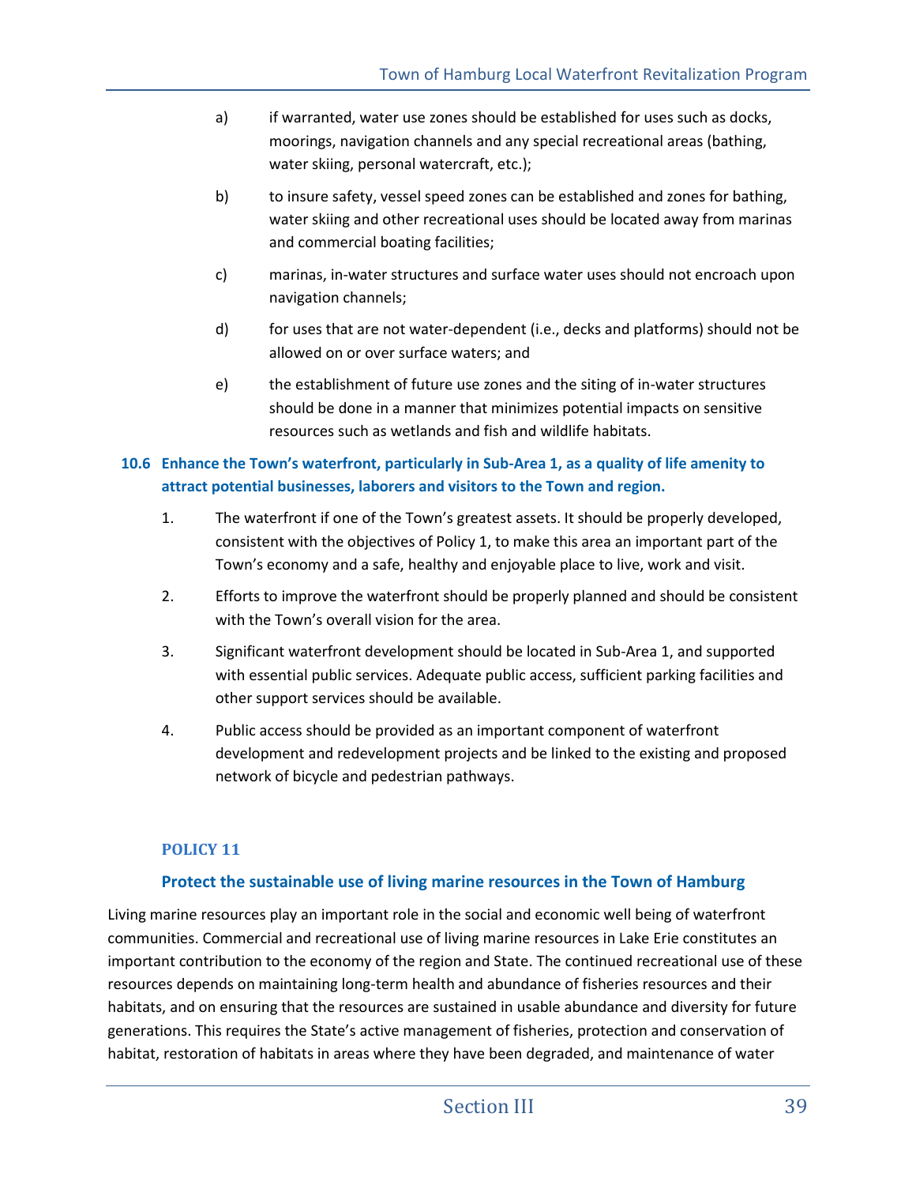a) if warranted, water use zones should be established for uses such as docks, moorings, navigation channels and any special recreational areas (bathing, water skiing, personal watercraft, etc.);

b) to insure safety, vessel speed zones can be established and zones for bathing, water skiing and other recreational uses should be located away from marinas and commercial boating facilities;

c) marinas, in-water structures and surface water uses should not encroach upon navigation channels;

d) for uses that are not water-dependent (i.e., decks and platforms) should not be allowed on or over surface waters; and

e) the establishment of future use zones and the siting of in-water structures should be done in a manner that minimizes potential impacts on sensitive resources such as wetlands and fish and wildlife habitats.

**10.6 Enhance the Town's waterfront, particularly in Sub-Area 1, as a quality of life amenity to attract potential businesses, laborers and visitors to the Town and region.**

1. The waterfront if one of the Town's greatest assets. It should be properly developed, consistent with the objectives of Policy 1, to make this area an important part of the Town's economy and a safe, healthy and enjoyable place to live, work and visit.
2. Efforts to improve the waterfront should be properly planned and should be consistent with the Town's overall vision for the area.
3. Significant waterfront development should be located in Sub-Area 1, and supported with essential public services. Adequate public access, sufficient parking facilities and other support services should be available.
4. Public access should be provided as an important component of waterfront development and redevelopment projects and be linked to the existing and proposed network of bicycle and pedestrian pathways.

## POLICY 11

### Protect the sustainable use of living marine resources in the Town of Hamburg

Living marine resources play an important role in the social and economic well being of waterfront communities. Commercial and recreational use of living marine resources in Lake Erie constitutes an important contribution to the economy of the region and State. The continued recreational use of these resources depends on maintaining long-term health and abundance of fisheries resources and their habitats, and on ensuring that the resources are sustained in usable abundance and diversity for future generations. This requires the State's active management of fisheries, protection and conservation of habitat, restoration of habitats in areas where they have been degraded, and maintenance of water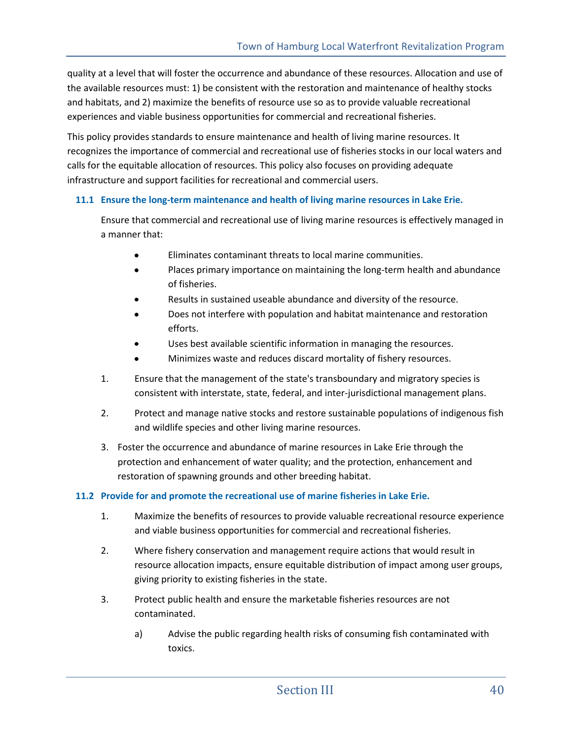quality at a level that will foster the occurrence and abundance of these resources. Allocation and use of the available resources must: 1) be consistent with the restoration and maintenance of healthy stocks and habitats, and 2) maximize the benefits of resource use so as to provide valuable recreational experiences and viable business opportunities for commercial and recreational fisheries.

This policy provides standards to ensure maintenance and health of living marine resources. It recognizes the importance of commercial and recreational use of fisheries stocks in our local waters and calls for the equitable allocation of resources. This policy also focuses on providing adequate infrastructure and support facilities for recreational and commercial users.

### 11.1 Ensure the long-term maintenance and health of living marine resources in Lake Erie.

Ensure that commercial and recreational use of living marine resources is effectively managed in a manner that:

- Eliminates contaminant threats to local marine communities.
- Places primary importance on maintaining the long-term health and abundance of fisheries.
- Results in sustained useable abundance and diversity of the resource.
- Does not interfere with population and habitat maintenance and restoration efforts.
- Uses best available scientific information in managing the resources.
- Minimizes waste and reduces discard mortality of fishery resources.

1. Ensure that the management of the state's transboundary and migratory species is consistent with interstate, state, federal, and inter-jurisdictional management plans.
2. Protect and manage native stocks and restore sustainable populations of indigenous fish and wildlife species and other living marine resources.
3. Foster the occurrence and abundance of marine resources in Lake Erie through the protection and enhancement of water quality; and the protection, enhancement and restoration of spawning grounds and other breeding habitat.

### 11.2 Provide for and promote the recreational use of marine fisheries in Lake Erie.

1. Maximize the benefits of resources to provide valuable recreational resource experience and viable business opportunities for commercial and recreational fisheries.
2. Where fishery conservation and management require actions that would result in resource allocation impacts, ensure equitable distribution of impact among user groups, giving priority to existing fisheries in the state.
3. Protect public health and ensure the marketable fisheries resources are not contaminated.
   a) Advise the public regarding health risks of consuming fish contaminated with toxics.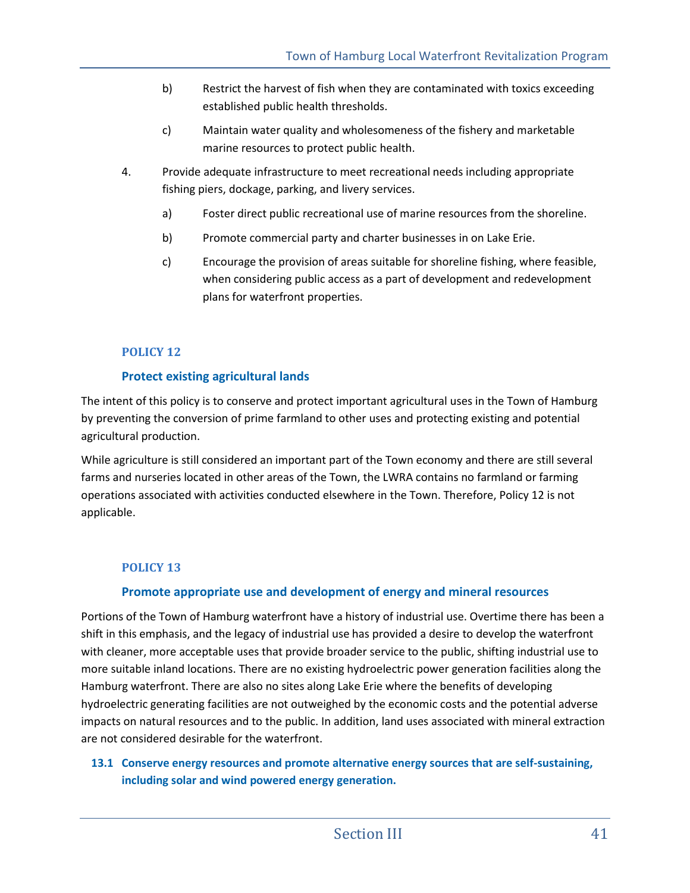b) Restrict the harvest of fish when they are contaminated with toxics exceeding established public health thresholds.

c) Maintain water quality and wholesomeness of the fishery and marketable marine resources to protect public health.

4. Provide adequate infrastructure to meet recreational needs including appropriate fishing piers, dockage, parking, and livery services.

   a) Foster direct public recreational use of marine resources from the shoreline.

   b) Promote commercial party and charter businesses in on Lake Erie.

   c) Encourage the provision of areas suitable for shoreline fishing, where feasible, when considering public access as a part of development and redevelopment plans for waterfront properties.

## POLICY 12

### Protect existing agricultural lands

The intent of this policy is to conserve and protect important agricultural uses in the Town of Hamburg by preventing the conversion of prime farmland to other uses and protecting existing and potential agricultural production.

While agriculture is still considered an important part of the Town economy and there are still several farms and nurseries located in other areas of the Town, the LWRA contains no farmland or farming operations associated with activities conducted elsewhere in the Town. Therefore, Policy 12 is not applicable.

## POLICY 13

### Promote appropriate use and development of energy and mineral resources

Portions of the Town of Hamburg waterfront have a history of industrial use. Overtime there has been a shift in this emphasis, and the legacy of industrial use has provided a desire to develop the waterfront with cleaner, more acceptable uses that provide broader service to the public, shifting industrial use to more suitable inland locations. There are no existing hydroelectric power generation facilities along the Hamburg waterfront. There are also no sites along Lake Erie where the benefits of developing hydroelectric generating facilities are not outweighed by the economic costs and the potential adverse impacts on natural resources and to the public. In addition, land uses associated with mineral extraction are not considered desirable for the waterfront.

**13.1 Conserve energy resources and promote alternative energy sources that are self-sustaining, including solar and wind powered energy generation.**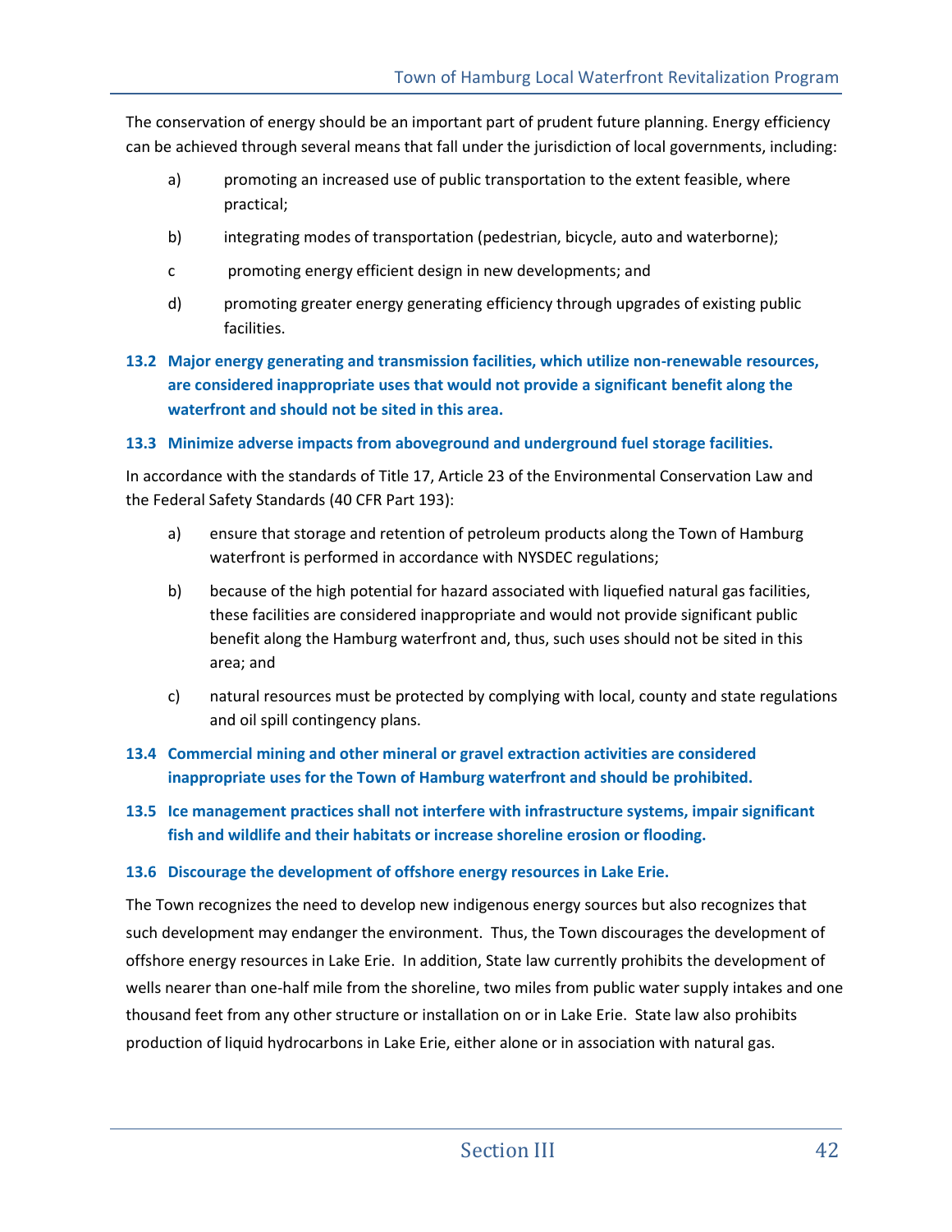The conservation of energy should be an important part of prudent future planning. Energy efficiency can be achieved through several means that fall under the jurisdiction of local governments, including:

a) promoting an increased use of public transportation to the extent feasible, where practical;

b) integrating modes of transportation (pedestrian, bicycle, auto and waterborne);

c promoting energy efficient design in new developments; and

d) promoting greater energy generating efficiency through upgrades of existing public facilities.

**13.2 Major energy generating and transmission facilities, which utilize non-renewable resources, are considered inappropriate uses that would not provide a significant benefit along the waterfront and should not be sited in this area.**

**13.3 Minimize adverse impacts from aboveground and underground fuel storage facilities.**

In accordance with the standards of Title 17, Article 23 of the Environmental Conservation Law and the Federal Safety Standards (40 CFR Part 193):

a) ensure that storage and retention of petroleum products along the Town of Hamburg waterfront is performed in accordance with NYSDEC regulations;

b) because of the high potential for hazard associated with liquefied natural gas facilities, these facilities are considered inappropriate and would not provide significant public benefit along the Hamburg waterfront and, thus, such uses should not be sited in this area; and

c) natural resources must be protected by complying with local, county and state regulations and oil spill contingency plans.

**13.4 Commercial mining and other mineral or gravel extraction activities are considered inappropriate uses for the Town of Hamburg waterfront and should be prohibited.**

**13.5 Ice management practices shall not interfere with infrastructure systems, impair significant fish and wildlife and their habitats or increase shoreline erosion or flooding.**

**13.6 Discourage the development of offshore energy resources in Lake Erie.**

The Town recognizes the need to develop new indigenous energy sources but also recognizes that such development may endanger the environment. Thus, the Town discourages the development of offshore energy resources in Lake Erie. In addition, State law currently prohibits the development of wells nearer than one-half mile from the shoreline, two miles from public water supply intakes and one thousand feet from any other structure or installation on or in Lake Erie. State law also prohibits production of liquid hydrocarbons in Lake Erie, either alone or in association with natural gas.